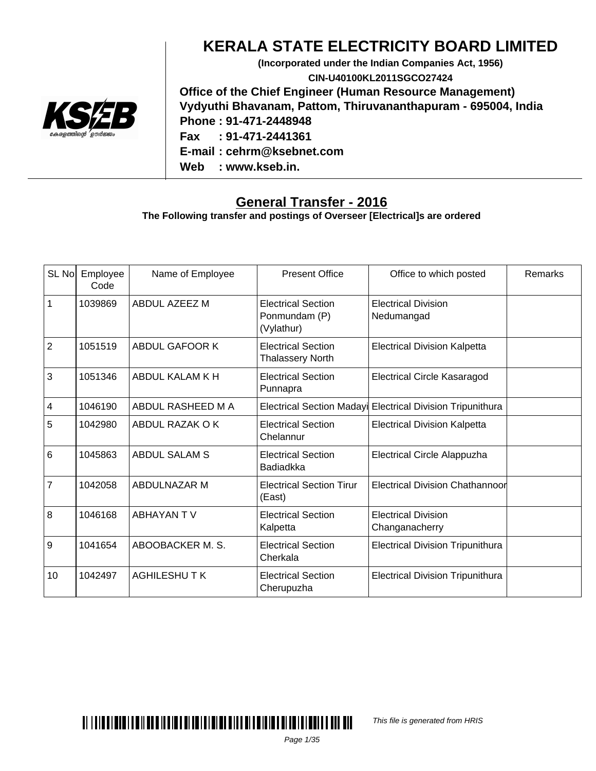# KERALA STATE ELECTRICITY BOARD LIMITED

**(Incorporated under the Indian Companies Act, 1956)**

**CIN-U40100KL2011SGCO27424**

**Office of the Chief Engineer (Human Resource Management)**
**Vydyuthi Bhavanam, Pattom, Thiruvananthapuram - 695004, India**
**Phone : 91-471-2448948**
**Fax : 91-471-2441361**
**E-mail : cehrm@ksebnet.com**
**Web : www.kseb.in.**

## General Transfer - 2016

**The Following transfer and postings of Overseer [Electrical]s are ordered**

| SL No | Employee Code | Name of Employee | Present Office | Office to which posted | Remarks |
|---|---|---|---|---|---|
| 1 | 1039869 | ABDUL AZEEZ M | Electrical Section Ponmundam (P) (Vylathur) | Electrical Division Nedumangad | |
| 2 | 1051519 | ABDUL GAFOOR K | Electrical Section Thalassery North | Electrical Division Kalpetta | |
| 3 | 1051346 | ABDUL KALAM K H | Electrical Section Punnapra | Electrical Circle Kasaragod | |
| 4 | 1046190 | ABDUL RASHEED M A | Electrical Section Madayi | Electrical Division Tripunithura | |
| 5 | 1042980 | ABDUL RAZAK O K | Electrical Section Chelannur | Electrical Division Kalpetta | |
| 6 | 1045863 | ABDUL SALAM S | Electrical Section Badiadkka | Electrical Circle Alappuzha | |
| 7 | 1042058 | ABDULNAZAR M | Electrical Section Tirur (East) | Electrical Division Chathannoor | |
| 8 | 1046168 | ABHAYAN T V | Electrical Section Kalpetta | Electrical Division Changanacherry | |
| 9 | 1041654 | ABOOBACKER M. S. | Electrical Section Cherkala | Electrical Division Tripunithura | |
| 10 | 1042497 | AGHILESHU T K | Electrical Section Cherupuzha | Electrical Division Tripunithura | |

*This file is generated from HRIS*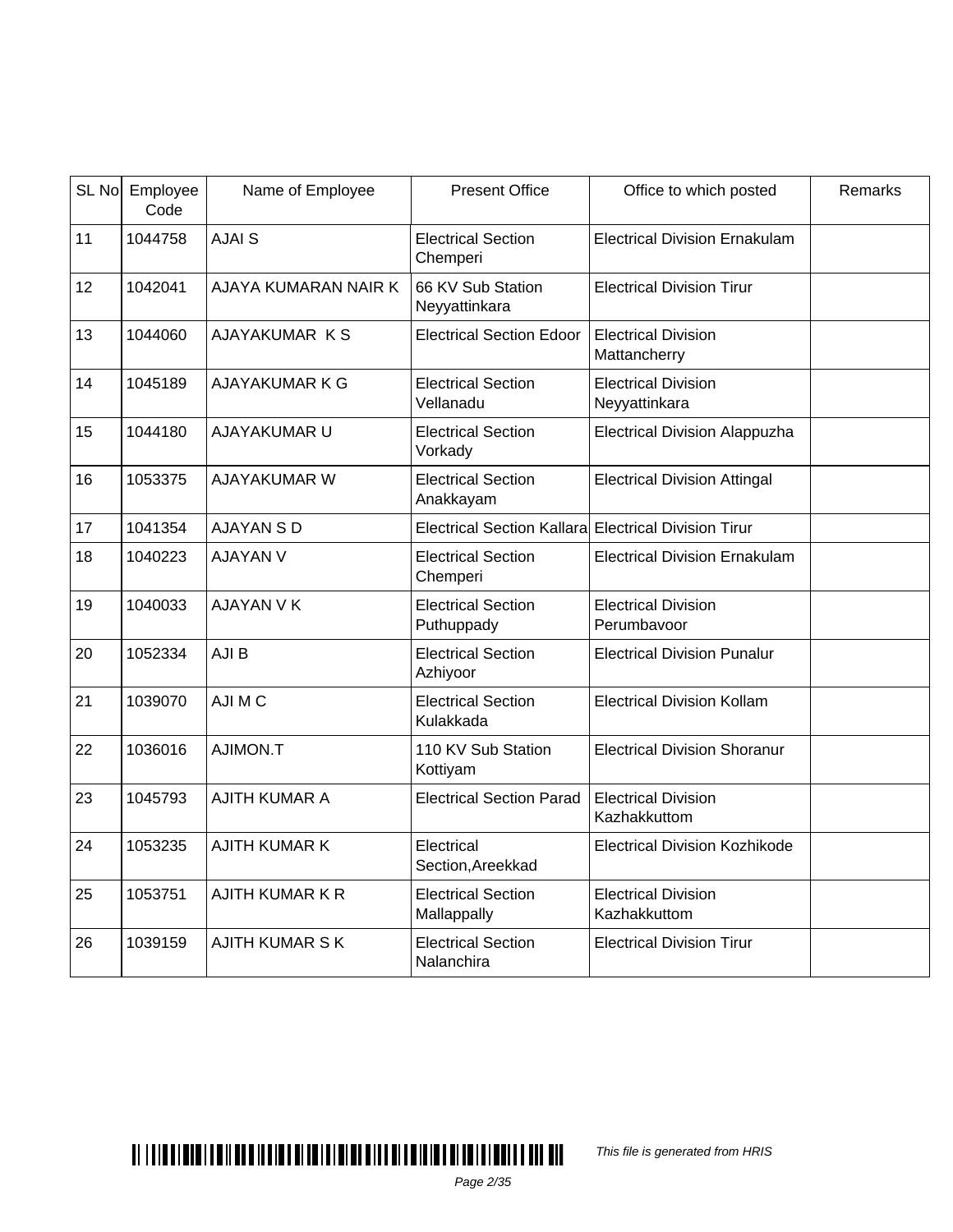| SL No | Employee Code | Name of Employee | Present Office | Office to which posted | Remarks |
|---|---|---|---|---|---|
| 11 | 1044758 | AJAI S | Electrical Section Chemperi | Electrical Division Ernakulam | |
| 12 | 1042041 | AJAYA KUMARAN NAIR K | 66 KV Sub Station Neyyattinkara | Electrical Division Tirur | |
| 13 | 1044060 | AJAYAKUMAR K S | Electrical Section Edoor | Electrical Division Mattancherry | |
| 14 | 1045189 | AJAYAKUMAR K G | Electrical Section Vellanadu | Electrical Division Neyyattinkara | |
| 15 | 1044180 | AJAYAKUMAR U | Electrical Section Vorkady | Electrical Division Alappuzha | |
| 16 | 1053375 | AJAYAKUMAR W | Electrical Section Anakkayam | Electrical Division Attingal | |
| 17 | 1041354 | AJAYAN S D | Electrical Section Kallara | Electrical Division Tirur | |
| 18 | 1040223 | AJAYAN V | Electrical Section Chemperi | Electrical Division Ernakulam | |
| 19 | 1040033 | AJAYAN V K | Electrical Section Puthuppady | Electrical Division Perumbavoor | |
| 20 | 1052334 | AJI B | Electrical Section Azhiyoor | Electrical Division Punalur | |
| 21 | 1039070 | AJI M C | Electrical Section Kulakkada | Electrical Division Kollam | |
| 22 | 1036016 | AJIMON.T | 110 KV Sub Station Kottiyam | Electrical Division Shoranur | |
| 23 | 1045793 | AJITH KUMAR A | Electrical Section Parad | Electrical Division Kazhakkuttom | |
| 24 | 1053235 | AJITH KUMAR K | Electrical Section,Areekkad | Electrical Division Kozhikode | |
| 25 | 1053751 | AJITH KUMAR K R | Electrical Section Mallappally | Electrical Division Kazhakkuttom | |
| 26 | 1039159 | AJITH KUMAR S K | Electrical Section Nalanchira | Electrical Division Tirur | |

*This file is generated from HRIS*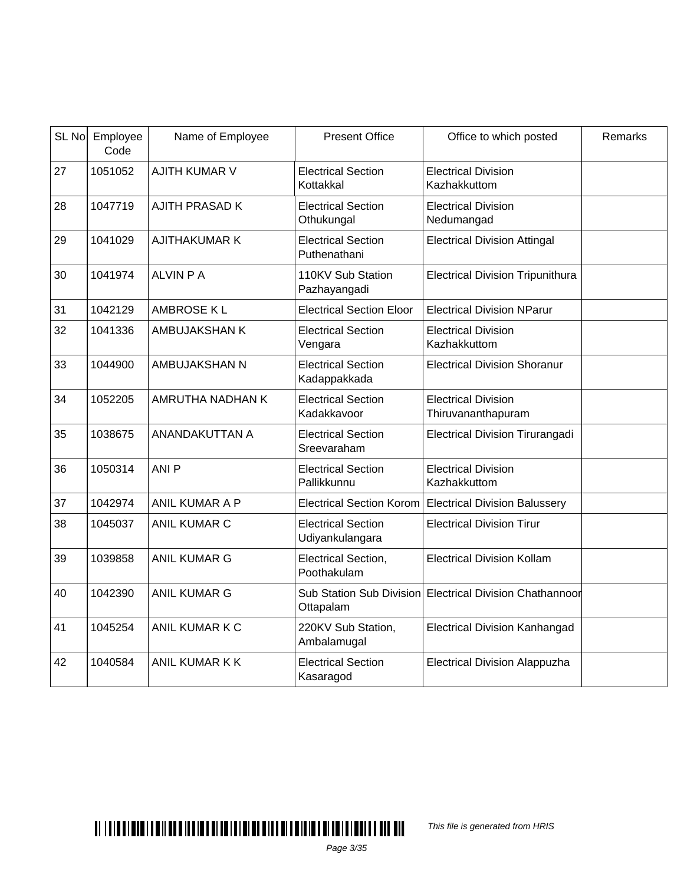| SL No | Employee Code | Name of Employee | Present Office | Office to which posted | Remarks |
|---|---|---|---|---|---|
| 27 | 1051052 | AJITH KUMAR V | Electrical Section Kottakkal | Electrical Division Kazhakkuttom | |
| 28 | 1047719 | AJITH PRASAD K | Electrical Section Othukungal | Electrical Division Nedumangad | |
| 29 | 1041029 | AJITHAKUMAR K | Electrical Section Puthenathani | Electrical Division Attingal | |
| 30 | 1041974 | ALVIN P A | 110KV Sub Station Pazhayangadi | Electrical Division Tripunithura | |
| 31 | 1042129 | AMBROSE K L | Electrical Section Eloor | Electrical Division NParur | |
| 32 | 1041336 | AMBUJAKSHAN K | Electrical Section Vengara | Electrical Division Kazhakkuttom | |
| 33 | 1044900 | AMBUJAKSHAN N | Electrical Section Kadappakkada | Electrical Division Shoranur | |
| 34 | 1052205 | AMRUTHA NADHAN K | Electrical Section Kadakkavoor | Electrical Division Thiruvananthapuram | |
| 35 | 1038675 | ANANDAKUTTAN A | Electrical Section Sreevaraham | Electrical Division Tirurangadi | |
| 36 | 1050314 | ANI P | Electrical Section Pallikkunnu | Electrical Division Kazhakkuttom | |
| 37 | 1042974 | ANIL KUMAR A P | Electrical Section Korom | Electrical Division Balussery | |
| 38 | 1045037 | ANIL KUMAR C | Electrical Section Udiyankulangara | Electrical Division Tirur | |
| 39 | 1039858 | ANIL KUMAR G | Electrical Section, Poothakulam | Electrical Division Kollam | |
| 40 | 1042390 | ANIL KUMAR G | Sub Station Sub Division Ottapalam | Electrical Division Chathannoor | |
| 41 | 1045254 | ANIL KUMAR K C | 220KV Sub Station, Ambalamugal | Electrical Division Kanhangad | |
| 42 | 1040584 | ANIL KUMAR K K | Electrical Section Kasaragod | Electrical Division Alappuzha | |

*This file is generated from HRIS*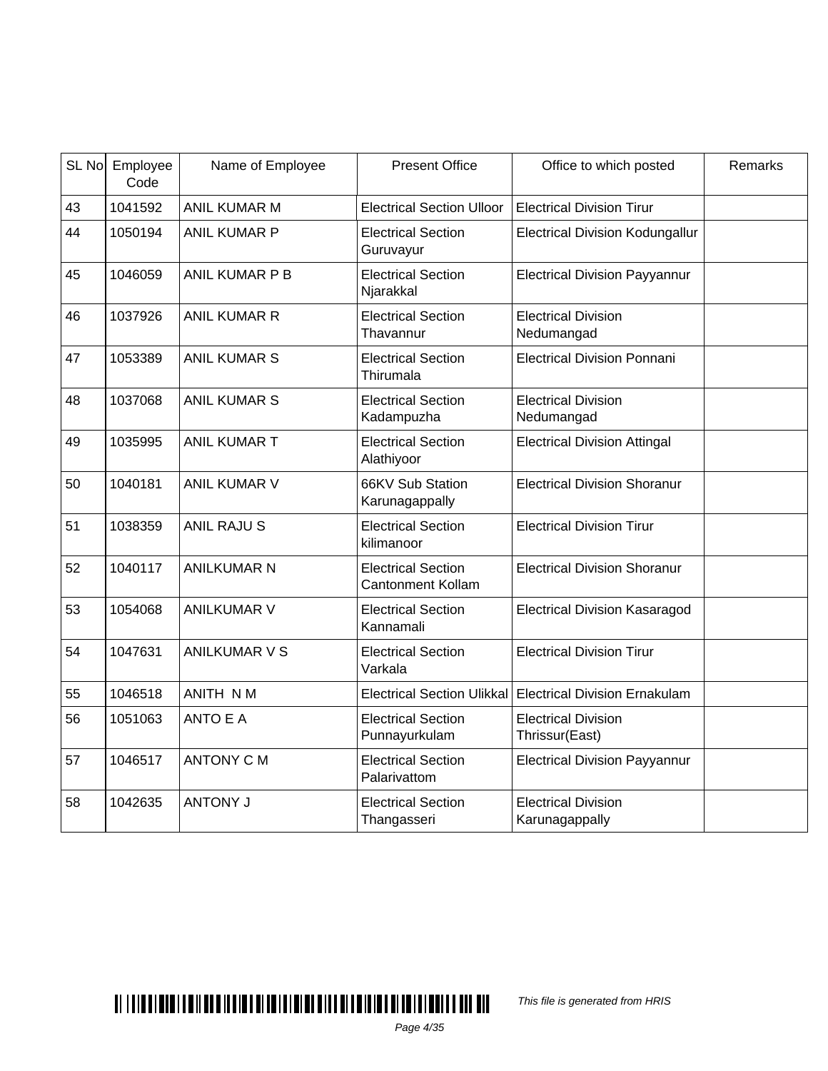| SL No | Employee Code | Name of Employee | Present Office | Office to which posted | Remarks |
| --- | --- | --- | --- | --- | --- |
| 43 | 1041592 | ANIL KUMAR M | Electrical Section Ulloor | Electrical Division Tirur | |
| 44 | 1050194 | ANIL KUMAR P | Electrical Section Guruvayur | Electrical Division Kodungallur | |
| 45 | 1046059 | ANIL KUMAR P B | Electrical Section Njarakkal | Electrical Division Payyannur | |
| 46 | 1037926 | ANIL KUMAR R | Electrical Section Thavannur | Electrical Division Nedumangad | |
| 47 | 1053389 | ANIL KUMAR S | Electrical Section Thirumala | Electrical Division Ponnani | |
| 48 | 1037068 | ANIL KUMAR S | Electrical Section Kadampuzha | Electrical Division Nedumangad | |
| 49 | 1035995 | ANIL KUMAR T | Electrical Section Alathiyoor | Electrical Division Attingal | |
| 50 | 1040181 | ANIL KUMAR V | 66KV Sub Station Karunagappally | Electrical Division Shoranur | |
| 51 | 1038359 | ANIL RAJU S | Electrical Section kilimanoor | Electrical Division Tirur | |
| 52 | 1040117 | ANILKUMAR N | Electrical Section Cantonment Kollam | Electrical Division Shoranur | |
| 53 | 1054068 | ANILKUMAR V | Electrical Section Kannamali | Electrical Division Kasaragod | |
| 54 | 1047631 | ANILKUMAR V S | Electrical Section Varkala | Electrical Division Tirur | |
| 55 | 1046518 | ANITH N M | Electrical Section Ulikkal | Electrical Division Ernakulam | |
| 56 | 1051063 | ANTO E A | Electrical Section Punnayurkulam | Electrical Division Thrissur(East) | |
| 57 | 1046517 | ANTONY C M | Electrical Section Palarivattom | Electrical Division Payyannur | |
| 58 | 1042635 | ANTONY J | Electrical Section Thangasseri | Electrical Division Karunagappally | |

*This file is generated from HRIS*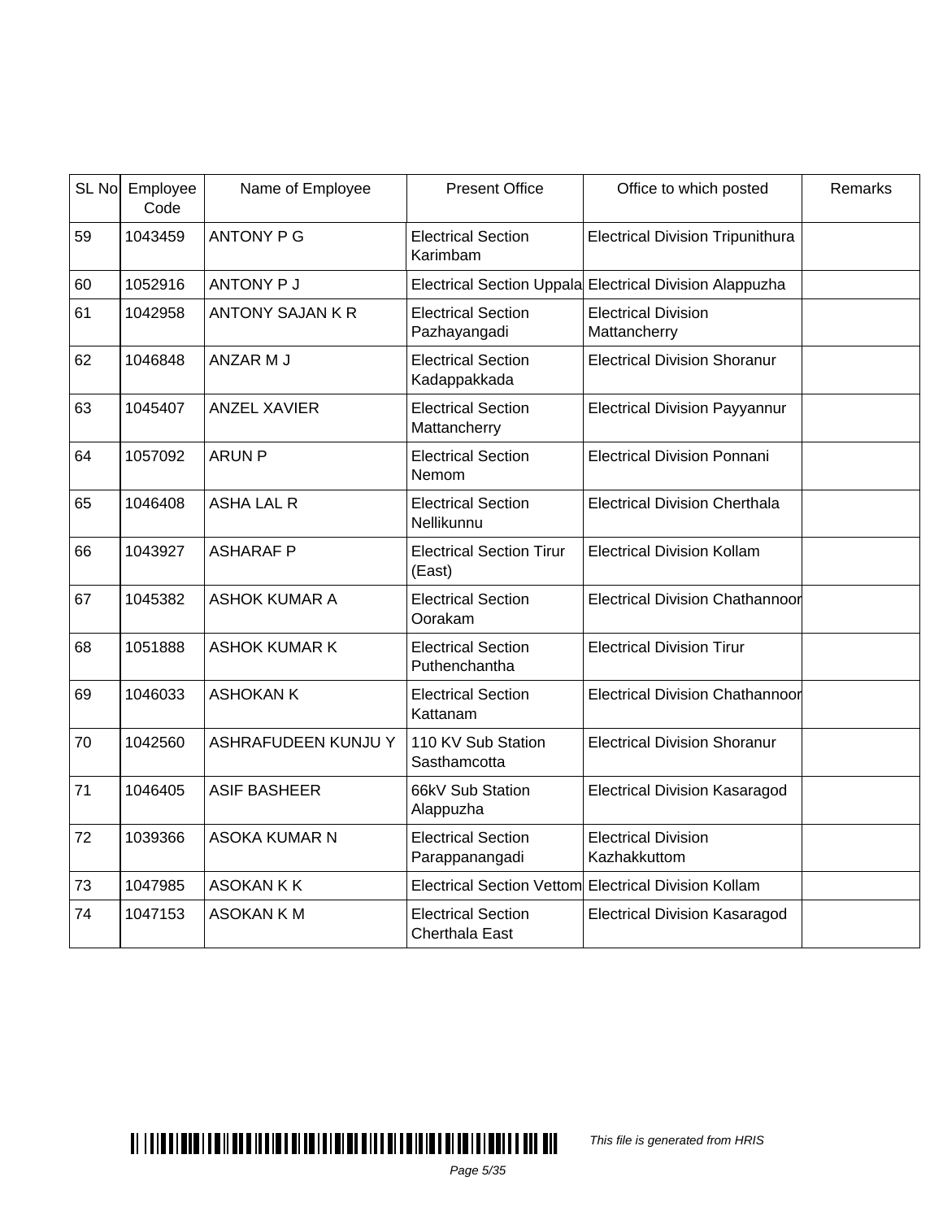| SL No | Employee Code | Name of Employee | Present Office | Office to which posted | Remarks |
|---|---|---|---|---|---|
| 59 | 1043459 | ANTONY P G | Electrical Section Karimbam | Electrical Division Tripunithura | |
| 60 | 1052916 | ANTONY P J | Electrical Section Uppala | Electrical Division Alappuzha | |
| 61 | 1042958 | ANTONY SAJAN K R | Electrical Section Pazhayangadi | Electrical Division Mattancherry | |
| 62 | 1046848 | ANZAR M J | Electrical Section Kadappakkada | Electrical Division Shoranur | |
| 63 | 1045407 | ANZEL XAVIER | Electrical Section Mattancherry | Electrical Division Payyannur | |
| 64 | 1057092 | ARUN P | Electrical Section Nemom | Electrical Division Ponnani | |
| 65 | 1046408 | ASHA LAL R | Electrical Section Nellikunnu | Electrical Division Cherthala | |
| 66 | 1043927 | ASHARAF P | Electrical Section Tirur (East) | Electrical Division Kollam | |
| 67 | 1045382 | ASHOK KUMAR A | Electrical Section Oorakam | Electrical Division Chathannoor | |
| 68 | 1051888 | ASHOK KUMAR K | Electrical Section Puthenchantha | Electrical Division Tirur | |
| 69 | 1046033 | ASHOKAN K | Electrical Section Kattanam | Electrical Division Chathannoor | |
| 70 | 1042560 | ASHRAFUDEEN KUNJU Y | 110 KV Sub Station Sasthamcotta | Electrical Division Shoranur | |
| 71 | 1046405 | ASIF BASHEER | 66kV Sub Station Alappuzha | Electrical Division Kasaragod | |
| 72 | 1039366 | ASOKA KUMAR N | Electrical Section Parappanangadi | Electrical Division Kazhakkuttom | |
| 73 | 1047985 | ASOKAN K K | Electrical Section Vettom | Electrical Division Kollam | |
| 74 | 1047153 | ASOKAN K M | Electrical Section Cherthala East | Electrical Division Kasaragod | |

*This file is generated from HRIS*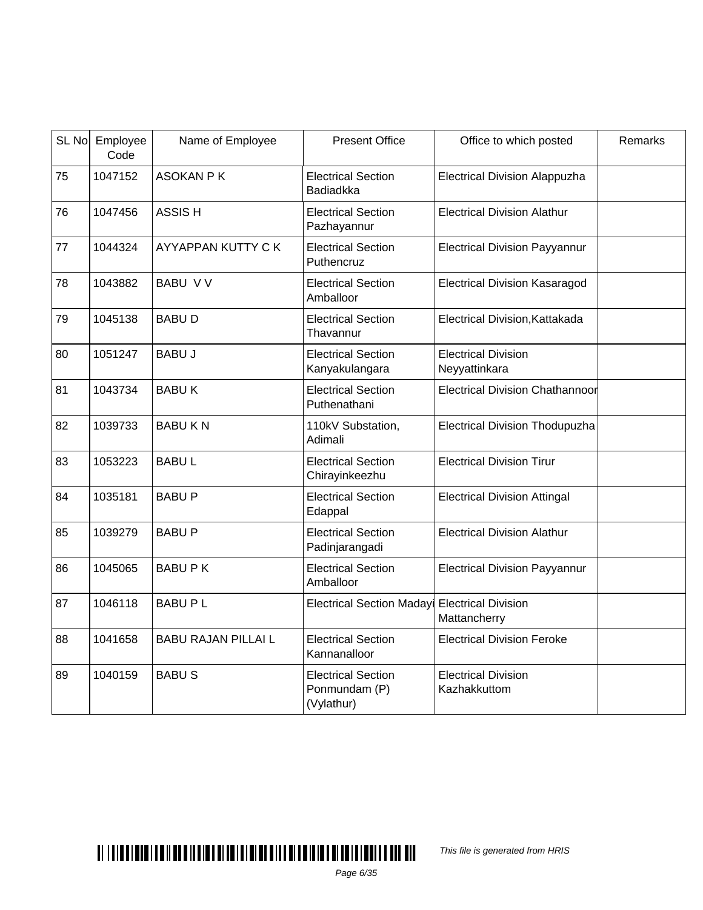| SL No | Employee Code | Name of Employee | Present Office | Office to which posted | Remarks |
|---|---|---|---|---|---|
| 75 | 1047152 | ASOKAN P K | Electrical Section Badiadkka | Electrical Division Alappuzha | |
| 76 | 1047456 | ASSIS H | Electrical Section Pazhayannur | Electrical Division Alathur | |
| 77 | 1044324 | AYYAPPAN KUTTY C K | Electrical Section Puthencruz | Electrical Division Payyannur | |
| 78 | 1043882 | BABU V V | Electrical Section Amballoor | Electrical Division Kasaragod | |
| 79 | 1045138 | BABU D | Electrical Section Thavannur | Electrical Division,Kattakada | |
| 80 | 1051247 | BABU J | Electrical Section Kanyakulangara | Electrical Division Neyyattinkara | |
| 81 | 1043734 | BABU K | Electrical Section Puthenathani | Electrical Division Chathannoor | |
| 82 | 1039733 | BABU K N | 110kV Substation, Adimali | Electrical Division Thodupuzha | |
| 83 | 1053223 | BABU L | Electrical Section Chirayinkeezhu | Electrical Division Tirur | |
| 84 | 1035181 | BABU P | Electrical Section Edappal | Electrical Division Attingal | |
| 85 | 1039279 | BABU P | Electrical Section Padinjarangadi | Electrical Division Alathur | |
| 86 | 1045065 | BABU P K | Electrical Section Amballoor | Electrical Division Payyannur | |
| 87 | 1046118 | BABU P L | Electrical Section Madayi | Electrical Division Mattancherry | |
| 88 | 1041658 | BABU RAJAN PILLAI L | Electrical Section Kannanalloor | Electrical Division Feroke | |
| 89 | 1040159 | BABU S | Electrical Section Ponmundam (P) (Vylathur) | Electrical Division Kazhakkuttom | |

*This file is generated from HRIS*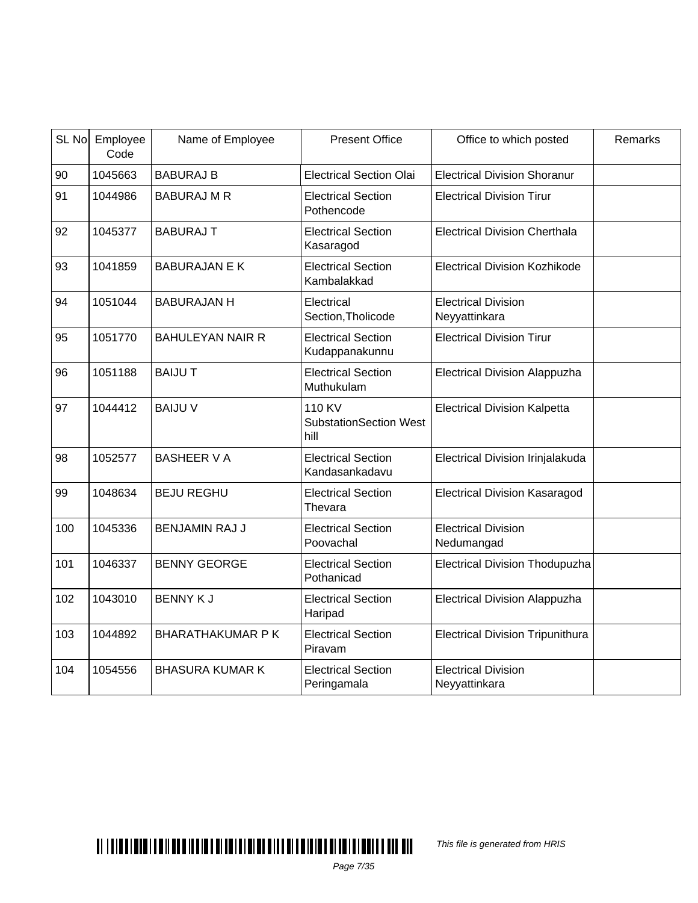| SL No | Employee Code | Name of Employee | Present Office | Office to which posted | Remarks |
|---|---|---|---|---|---|
| 90 | 1045663 | BABURAJ B | Electrical Section Olai | Electrical Division Shoranur | |
| 91 | 1044986 | BABURAJ M R | Electrical Section Pothencode | Electrical Division Tirur | |
| 92 | 1045377 | BABURAJ T | Electrical Section Kasaragod | Electrical Division Cherthala | |
| 93 | 1041859 | BABURAJAN E K | Electrical Section Kambalakkad | Electrical Division Kozhikode | |
| 94 | 1051044 | BABURAJAN H | Electrical Section,Tholicode | Electrical Division Neyyattinkara | |
| 95 | 1051770 | BAHULEYAN NAIR R | Electrical Section Kudappanakunnu | Electrical Division Tirur | |
| 96 | 1051188 | BAIJU T | Electrical Section Muthukulam | Electrical Division Alappuzha | |
| 97 | 1044412 | BAIJU V | 110 KV SubstationSection West hill | Electrical Division Kalpetta | |
| 98 | 1052577 | BASHEER V A | Electrical Section Kandasankadavu | Electrical Division Irinjalakuda | |
| 99 | 1048634 | BEJU REGHU | Electrical Section Thevara | Electrical Division Kasaragod | |
| 100 | 1045336 | BENJAMIN RAJ J | Electrical Section Poovachal | Electrical Division Nedumangad | |
| 101 | 1046337 | BENNY GEORGE | Electrical Section Pothanicad | Electrical Division Thodupuzha | |
| 102 | 1043010 | BENNY K J | Electrical Section Haripad | Electrical Division Alappuzha | |
| 103 | 1044892 | BHARATHAKUMAR P K | Electrical Section Piravam | Electrical Division Tripunithura | |
| 104 | 1054556 | BHASURA KUMAR K | Electrical Section Peringamala | Electrical Division Neyyattinkara | |

*This file is generated from HRIS*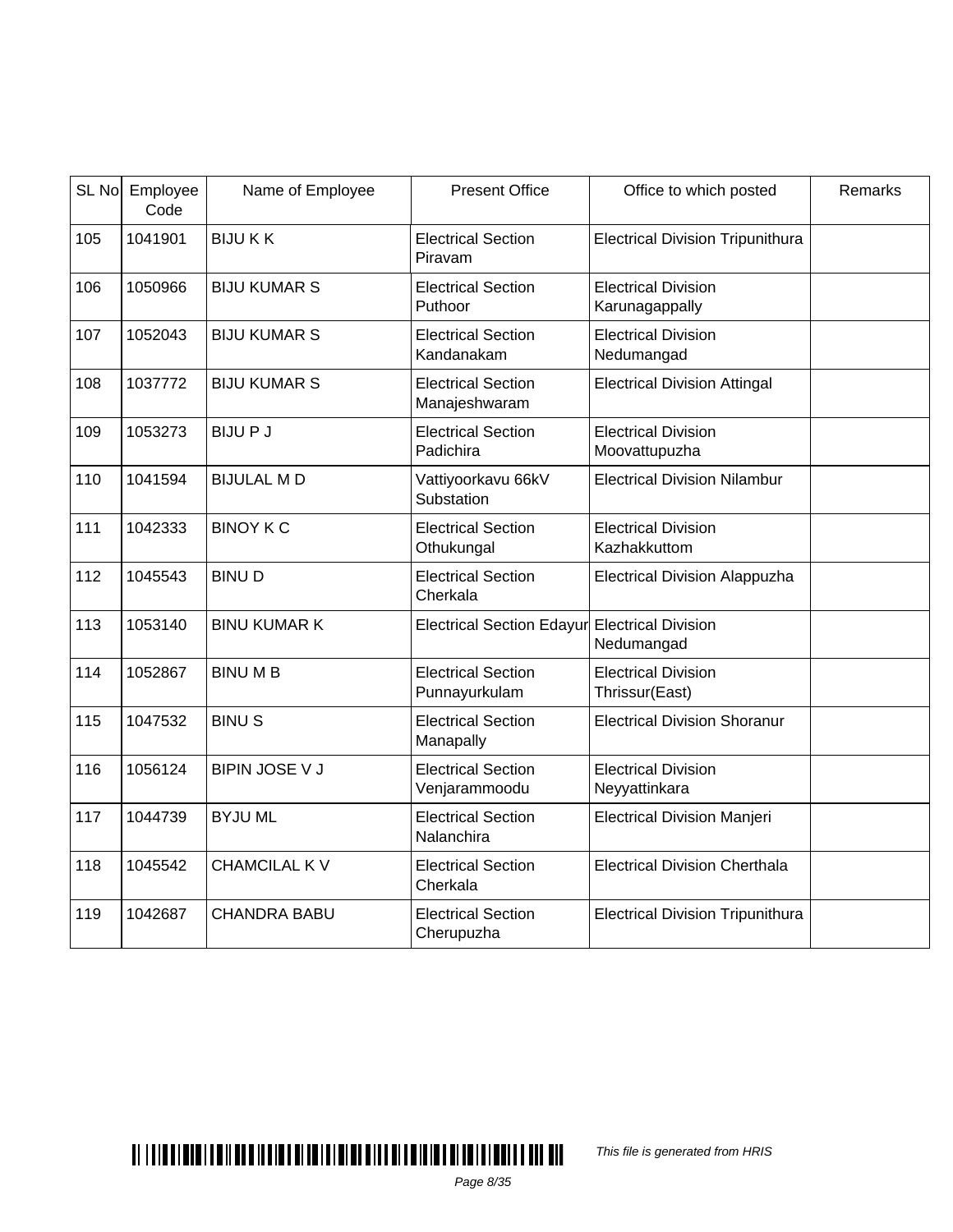| SL No | Employee Code | Name of Employee | Present Office | Office to which posted | Remarks |
|---|---|---|---|---|---|
| 105 | 1041901 | BIJU K K | Electrical Section Piravam | Electrical Division Tripunithura | |
| 106 | 1050966 | BIJU KUMAR S | Electrical Section Puthoor | Electrical Division Karunagappally | |
| 107 | 1052043 | BIJU KUMAR S | Electrical Section Kandanakam | Electrical Division Nedumangad | |
| 108 | 1037772 | BIJU KUMAR S | Electrical Section Manajeshwaram | Electrical Division Attingal | |
| 109 | 1053273 | BIJU P J | Electrical Section Padichira | Electrical Division Moovattupuzha | |
| 110 | 1041594 | BIJULAL M D | Vattiyoorkavu 66kV Substation | Electrical Division Nilambur | |
| 111 | 1042333 | BINOY K C | Electrical Section Othukungal | Electrical Division Kazhakkuttom | |
| 112 | 1045543 | BINU D | Electrical Section Cherkala | Electrical Division Alappuzha | |
| 113 | 1053140 | BINU KUMAR K | Electrical Section Edayur | Electrical Division Nedumangad | |
| 114 | 1052867 | BINU M B | Electrical Section Punnayurkulam | Electrical Division Thrissur(East) | |
| 115 | 1047532 | BINU S | Electrical Section Manapally | Electrical Division Shoranur | |
| 116 | 1056124 | BIPIN JOSE V J | Electrical Section Venjarammoodu | Electrical Division Neyyattinkara | |
| 117 | 1044739 | BYJU ML | Electrical Section Nalanchira | Electrical Division Manjeri | |
| 118 | 1045542 | CHAMCILAL K V | Electrical Section Cherkala | Electrical Division Cherthala | |
| 119 | 1042687 | CHANDRA BABU | Electrical Section Cherupuzha | Electrical Division Tripunithura | |

*This file is generated from HRIS*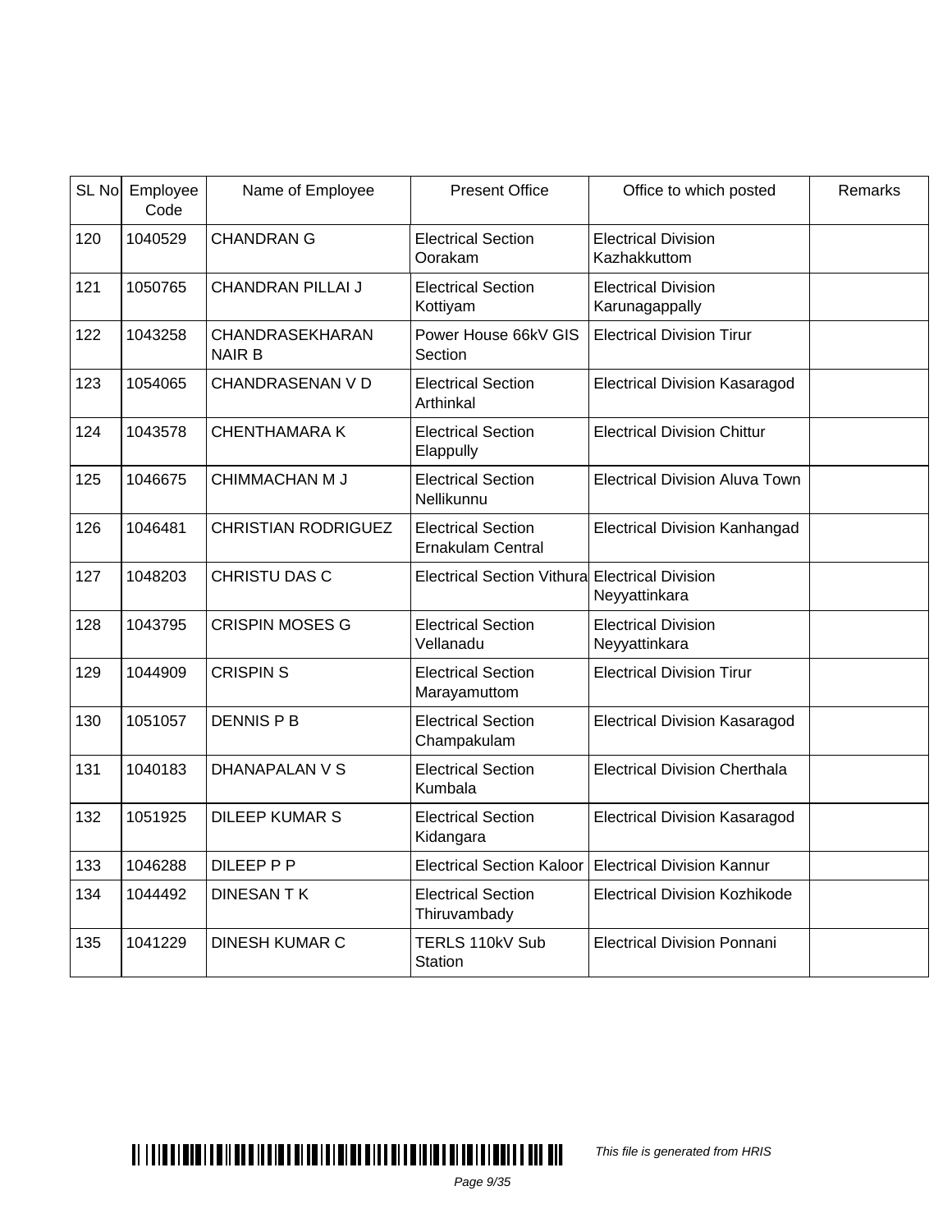| SL No | Employee Code | Name of Employee | Present Office | Office to which posted | Remarks |
|---|---|---|---|---|---|
| 120 | 1040529 | CHANDRAN G | Electrical Section Oorakam | Electrical Division Kazhakkuttom | |
| 121 | 1050765 | CHANDRAN PILLAI J | Electrical Section Kottiyam | Electrical Division Karunagappally | |
| 122 | 1043258 | CHANDRASEKHARAN NAIR B | Power House 66kV GIS Section | Electrical Division Tirur | |
| 123 | 1054065 | CHANDRASENAN V D | Electrical Section Arthinkal | Electrical Division Kasaragod | |
| 124 | 1043578 | CHENTHAMARA K | Electrical Section Elappully | Electrical Division Chittur | |
| 125 | 1046675 | CHIMMACHAN M J | Electrical Section Nellikunnu | Electrical Division Aluva Town | |
| 126 | 1046481 | CHRISTIAN RODRIGUEZ | Electrical Section Ernakulam Central | Electrical Division Kanhangad | |
| 127 | 1048203 | CHRISTU DAS C | Electrical Section Vithura | Electrical Division Neyyattinkara | |
| 128 | 1043795 | CRISPIN MOSES G | Electrical Section Vellanadu | Electrical Division Neyyattinkara | |
| 129 | 1044909 | CRISPIN S | Electrical Section Marayamuttom | Electrical Division Tirur | |
| 130 | 1051057 | DENNIS P B | Electrical Section Champakulam | Electrical Division Kasaragod | |
| 131 | 1040183 | DHANAPALAN V S | Electrical Section Kumbala | Electrical Division Cherthala | |
| 132 | 1051925 | DILEEP KUMAR S | Electrical Section Kidangara | Electrical Division Kasaragod | |
| 133 | 1046288 | DILEEP P P | Electrical Section Kaloor | Electrical Division Kannur | |
| 134 | 1044492 | DINESAN T K | Electrical Section Thiruvambady | Electrical Division Kozhikode | |
| 135 | 1041229 | DINESH KUMAR C | TERLS 110kV Sub Station | Electrical Division Ponnani | |

*This file is generated from HRIS*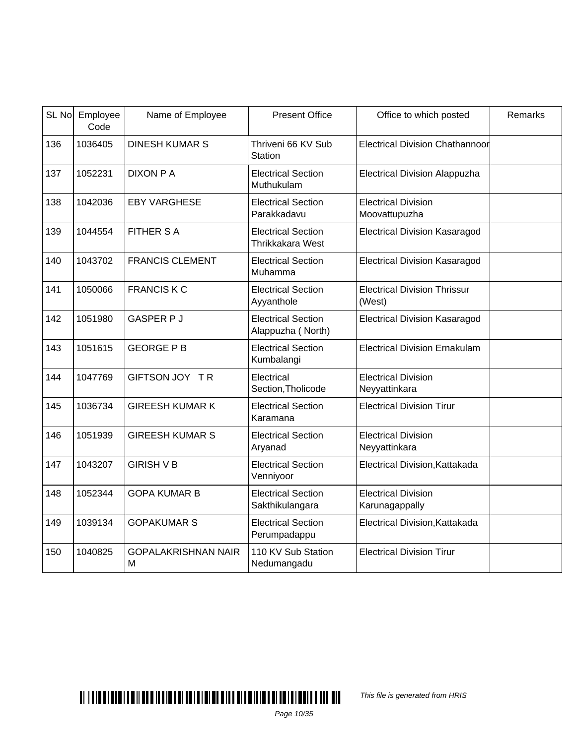| SL No | Employee Code | Name of Employee | Present Office | Office to which posted | Remarks |
|---|---|---|---|---|---|
| 136 | 1036405 | DINESH KUMAR S | Thriveni 66 KV Sub Station | Electrical Division Chathannoor | |
| 137 | 1052231 | DIXON P A | Electrical Section Muthukulam | Electrical Division Alappuzha | |
| 138 | 1042036 | EBY VARGHESE | Electrical Section Parakkadavu | Electrical Division Moovattupuzha | |
| 139 | 1044554 | FITHER S A | Electrical Section Thrikkakara West | Electrical Division Kasaragod | |
| 140 | 1043702 | FRANCIS CLEMENT | Electrical Section Muhamma | Electrical Division Kasaragod | |
| 141 | 1050066 | FRANCIS K C | Electrical Section Ayyanthole | Electrical Division Thrissur (West) | |
| 142 | 1051980 | GASPER P J | Electrical Section Alappuzha ( North) | Electrical Division Kasaragod | |
| 143 | 1051615 | GEORGE P B | Electrical Section Kumbalangi | Electrical Division Ernakulam | |
| 144 | 1047769 | GIFTSON JOY T R | Electrical Section,Tholicode | Electrical Division Neyyattinkara | |
| 145 | 1036734 | GIREESH KUMAR K | Electrical Section Karamana | Electrical Division Tirur | |
| 146 | 1051939 | GIREESH KUMAR S | Electrical Section Aryanad | Electrical Division Neyyattinkara | |
| 147 | 1043207 | GIRISH V B | Electrical Section Venniyoor | Electrical Division,Kattakada | |
| 148 | 1052344 | GOPA KUMAR B | Electrical Section Sakthikulangara | Electrical Division Karunagappally | |
| 149 | 1039134 | GOPAKUMAR S | Electrical Section Perumpadappu | Electrical Division,Kattakada | |
| 150 | 1040825 | GOPALAKRISHNAN NAIR M | 110 KV Sub Station Nedumangadu | Electrical Division Tirur | |

*This file is generated from HRIS*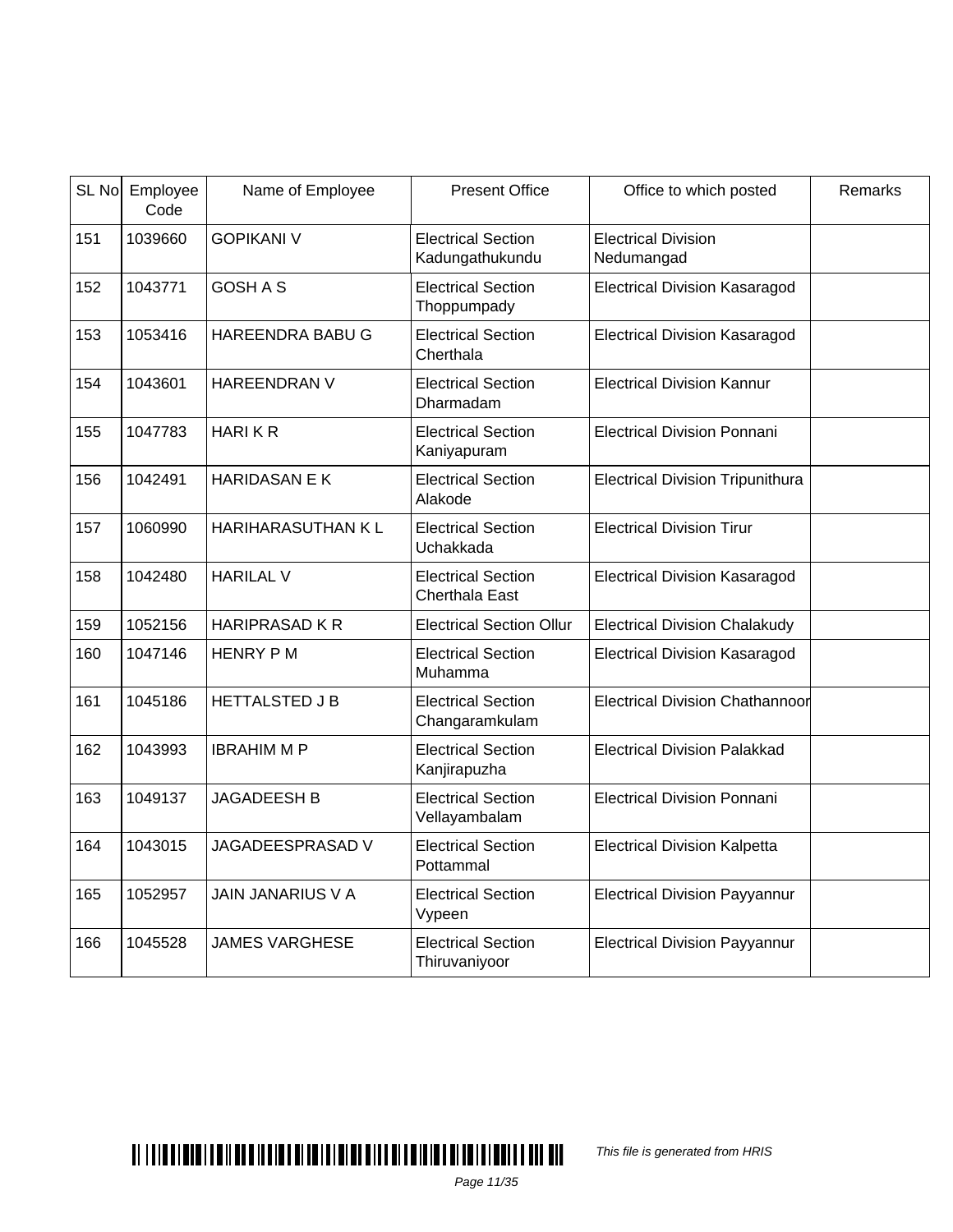| SL No | Employee Code | Name of Employee | Present Office | Office to which posted | Remarks |
|---|---|---|---|---|---|
| 151 | 1039660 | GOPIKANI V | Electrical Section Kadungathukundu | Electrical Division Nedumangad | |
| 152 | 1043771 | GOSH A S | Electrical Section Thoppumpady | Electrical Division Kasaragod | |
| 153 | 1053416 | HAREENDRA BABU G | Electrical Section Cherthala | Electrical Division Kasaragod | |
| 154 | 1043601 | HAREENDRAN V | Electrical Section Dharmadam | Electrical Division Kannur | |
| 155 | 1047783 | HARI K R | Electrical Section Kaniyapuram | Electrical Division Ponnani | |
| 156 | 1042491 | HARIDASAN E K | Electrical Section Alakode | Electrical Division Tripunithura | |
| 157 | 1060990 | HARIHARASUTHAN K L | Electrical Section Uchakkada | Electrical Division Tirur | |
| 158 | 1042480 | HARILAL V | Electrical Section Cherthala East | Electrical Division Kasaragod | |
| 159 | 1052156 | HARIPRASAD K R | Electrical Section Ollur | Electrical Division Chalakudy | |
| 160 | 1047146 | HENRY P M | Electrical Section Muhamma | Electrical Division Kasaragod | |
| 161 | 1045186 | HETTALSTED J B | Electrical Section Changaramkulam | Electrical Division Chathannoor | |
| 162 | 1043993 | IBRAHIM M P | Electrical Section Kanjirapuzha | Electrical Division Palakkad | |
| 163 | 1049137 | JAGADEESH B | Electrical Section Vellayambalam | Electrical Division Ponnani | |
| 164 | 1043015 | JAGADEESPRASAD V | Electrical Section Pottammal | Electrical Division Kalpetta | |
| 165 | 1052957 | JAIN JANARIUS V A | Electrical Section Vypeen | Electrical Division Payyannur | |
| 166 | 1045528 | JAMES VARGHESE | Electrical Section Thiruvaniyoor | Electrical Division Payyannur | |

*This file is generated from HRIS*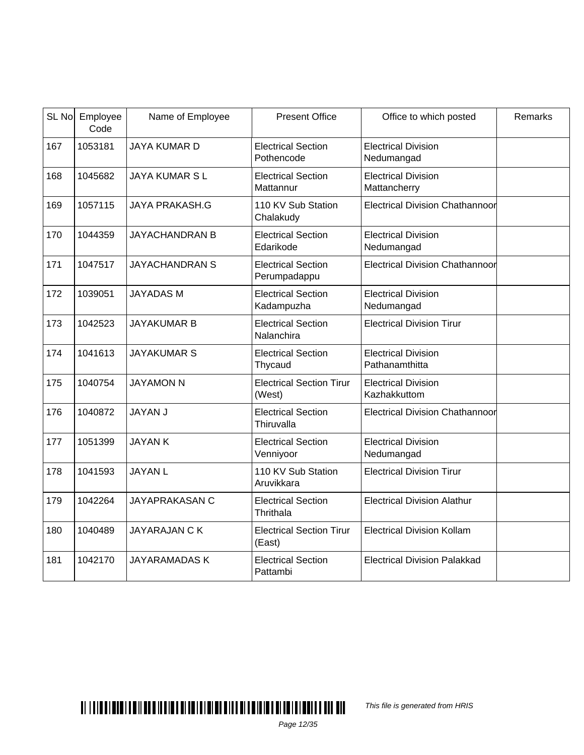| SL No | Employee Code | Name of Employee | Present Office | Office to which posted | Remarks |
|---|---|---|---|---|---|
| 167 | 1053181 | JAYA KUMAR D | Electrical Section Pothencode | Electrical Division Nedumangad | |
| 168 | 1045682 | JAYA KUMAR S L | Electrical Section Mattannur | Electrical Division Mattancherry | |
| 169 | 1057115 | JAYA PRAKASH.G | 110 KV Sub Station Chalakudy | Electrical Division Chathannoor | |
| 170 | 1044359 | JAYACHANDRAN B | Electrical Section Edarikode | Electrical Division Nedumangad | |
| 171 | 1047517 | JAYACHANDRAN S | Electrical Section Perumpadappu | Electrical Division Chathannoor | |
| 172 | 1039051 | JAYADAS M | Electrical Section Kadampuzha | Electrical Division Nedumangad | |
| 173 | 1042523 | JAYAKUMAR B | Electrical Section Nalanchira | Electrical Division Tirur | |
| 174 | 1041613 | JAYAKUMAR S | Electrical Section Thycaud | Electrical Division Pathanamthitta | |
| 175 | 1040754 | JAYAMON N | Electrical Section Tirur (West) | Electrical Division Kazhakkuttom | |
| 176 | 1040872 | JAYAN J | Electrical Section Thiruvalla | Electrical Division Chathannoor | |
| 177 | 1051399 | JAYAN K | Electrical Section Venniyoor | Electrical Division Nedumangad | |
| 178 | 1041593 | JAYAN L | 110 KV Sub Station Aruvikkara | Electrical Division Tirur | |
| 179 | 1042264 | JAYAPRAKASAN C | Electrical Section Thrithala | Electrical Division Alathur | |
| 180 | 1040489 | JAYARAJAN C K | Electrical Section Tirur (East) | Electrical Division Kollam | |
| 181 | 1042170 | JAYARAMADAS K | Electrical Section Pattambi | Electrical Division Palakkad | |

*This file is generated from HRIS*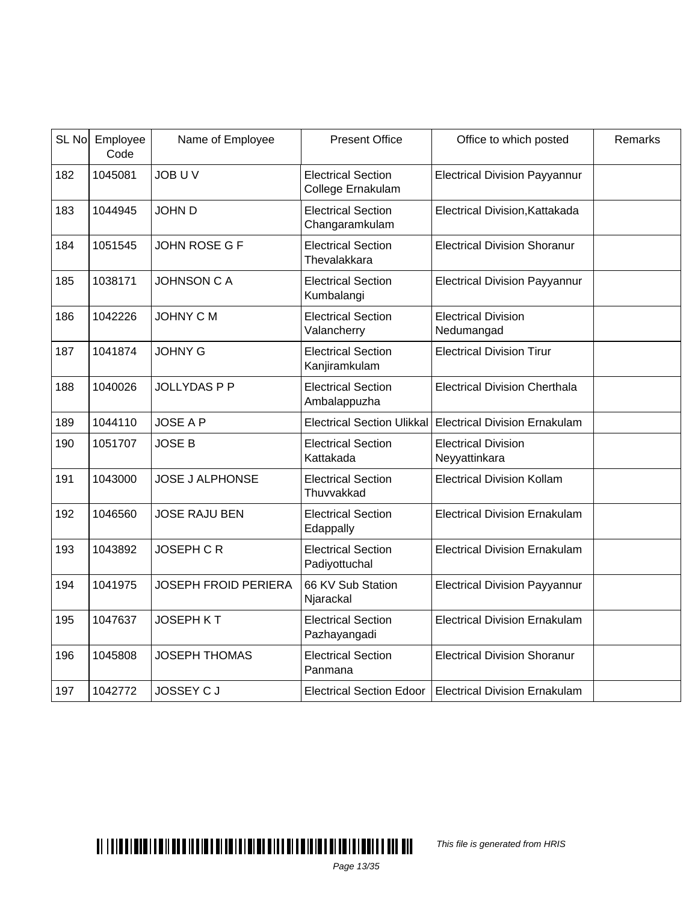| SL No | Employee Code | Name of Employee | Present Office | Office to which posted | Remarks |
|---|---|---|---|---|---|
| 182 | 1045081 | JOB U V | Electrical Section College Ernakulam | Electrical Division Payyannur | |
| 183 | 1044945 | JOHN D | Electrical Section Changaramkulam | Electrical Division,Kattakada | |
| 184 | 1051545 | JOHN ROSE G F | Electrical Section Thevalakkara | Electrical Division Shoranur | |
| 185 | 1038171 | JOHNSON C A | Electrical Section Kumbalangi | Electrical Division Payyannur | |
| 186 | 1042226 | JOHNY C M | Electrical Section Valancherry | Electrical Division Nedumangad | |
| 187 | 1041874 | JOHNY G | Electrical Section Kanjiramkulam | Electrical Division Tirur | |
| 188 | 1040026 | JOLLYDAS P P | Electrical Section Ambalappuzha | Electrical Division Cherthala | |
| 189 | 1044110 | JOSE A P | Electrical Section Ulikkal | Electrical Division Ernakulam | |
| 190 | 1051707 | JOSE B | Electrical Section Kattakada | Electrical Division Neyyattinkara | |
| 191 | 1043000 | JOSE J ALPHONSE | Electrical Section Thuvvakkad | Electrical Division Kollam | |
| 192 | 1046560 | JOSE RAJU BEN | Electrical Section Edappally | Electrical Division Ernakulam | |
| 193 | 1043892 | JOSEPH C R | Electrical Section Padiyottuchal | Electrical Division Ernakulam | |
| 194 | 1041975 | JOSEPH FROID PERIERA | 66 KV Sub Station Njarackal | Electrical Division Payyannur | |
| 195 | 1047637 | JOSEPH K T | Electrical Section Pazhayangadi | Electrical Division Ernakulam | |
| 196 | 1045808 | JOSEPH THOMAS | Electrical Section Panmana | Electrical Division Shoranur | |
| 197 | 1042772 | JOSSEY C J | Electrical Section Edoor | Electrical Division Ernakulam | |

*This file is generated from HRIS*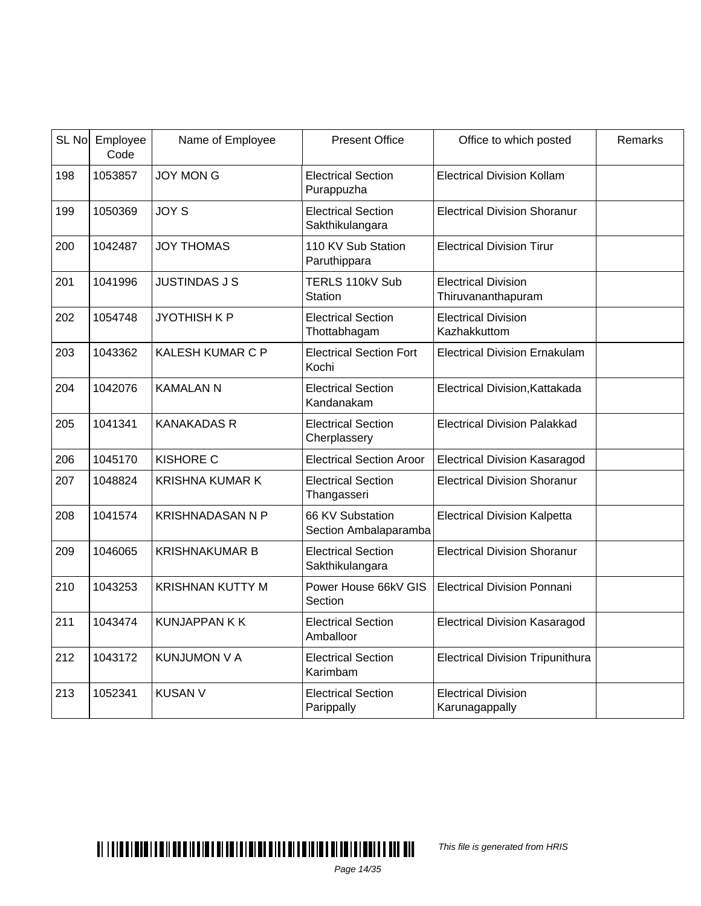| SL No | Employee Code | Name of Employee | Present Office | Office to which posted | Remarks |
|---|---|---|---|---|---|
| 198 | 1053857 | JOY MON G | Electrical Section Purappuzha | Electrical Division Kollam | |
| 199 | 1050369 | JOY S | Electrical Section Sakthikulangara | Electrical Division Shoranur | |
| 200 | 1042487 | JOY THOMAS | 110 KV Sub Station Paruthippara | Electrical Division Tirur | |
| 201 | 1041996 | JUSTINDAS J S | TERLS 110kV Sub Station | Electrical Division Thiruvananthapuram | |
| 202 | 1054748 | JYOTHISH K P | Electrical Section Thottabhagam | Electrical Division Kazhakkuttom | |
| 203 | 1043362 | KALESH KUMAR C P | Electrical Section Fort Kochi | Electrical Division Ernakulam | |
| 204 | 1042076 | KAMALAN N | Electrical Section Kandanakam | Electrical Division,Kattakada | |
| 205 | 1041341 | KANAKADAS R | Electrical Section Cherplassery | Electrical Division Palakkad | |
| 206 | 1045170 | KISHORE C | Electrical Section Aroor | Electrical Division Kasaragod | |
| 207 | 1048824 | KRISHNA KUMAR K | Electrical Section Thangasseri | Electrical Division Shoranur | |
| 208 | 1041574 | KRISHNADASAN N P | 66 KV Substation Section Ambalaparamba | Electrical Division Kalpetta | |
| 209 | 1046065 | KRISHNAKUMAR B | Electrical Section Sakthikulangara | Electrical Division Shoranur | |
| 210 | 1043253 | KRISHNAN KUTTY M | Power House 66kV GIS Section | Electrical Division Ponnani | |
| 211 | 1043474 | KUNJAPPAN K K | Electrical Section Amballoor | Electrical Division Kasaragod | |
| 212 | 1043172 | KUNJUMON V A | Electrical Section Karimbam | Electrical Division Tripunithura | |
| 213 | 1052341 | KUSAN V | Electrical Section Parippally | Electrical Division Karunagappally | |

*This file is generated from HRIS*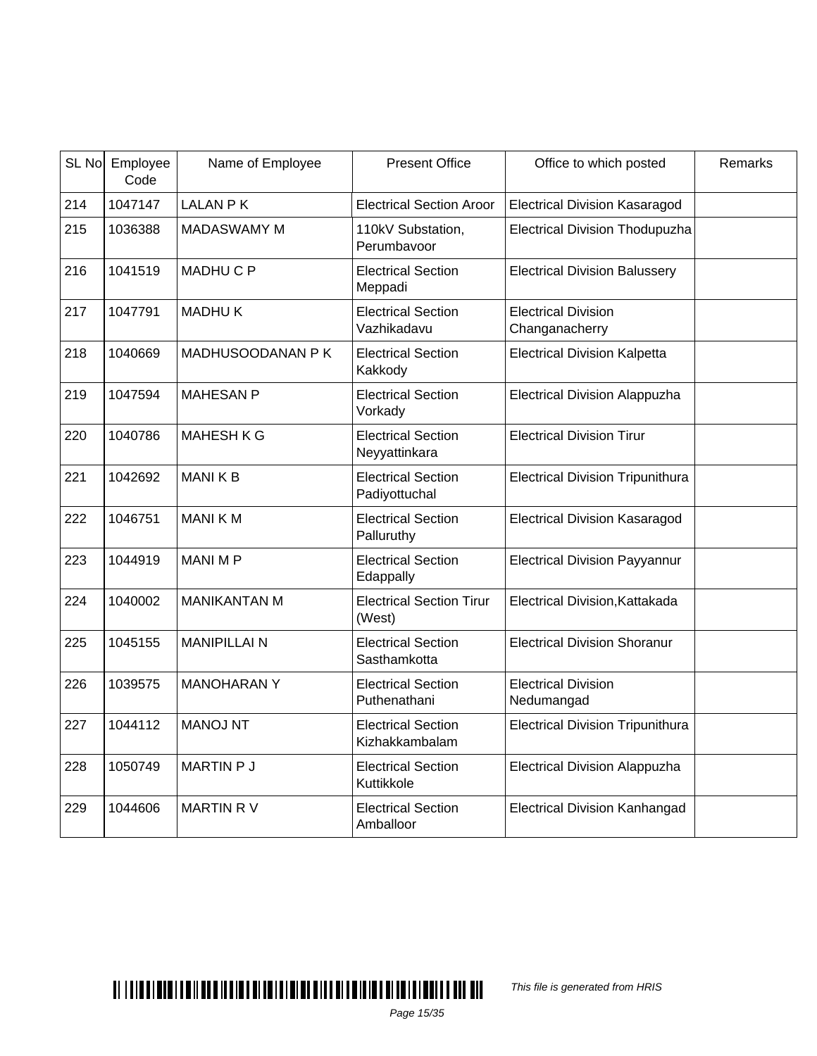| SL No | Employee Code | Name of Employee | Present Office | Office to which posted | Remarks |
|---|---|---|---|---|---|
| 214 | 1047147 | LALAN P K | Electrical Section Aroor | Electrical Division Kasaragod | |
| 215 | 1036388 | MADASWAMY M | 110kV Substation, Perumbavoor | Electrical Division Thodupuzha | |
| 216 | 1041519 | MADHU C P | Electrical Section Meppadi | Electrical Division Balussery | |
| 217 | 1047791 | MADHU K | Electrical Section Vazhikadavu | Electrical Division Changanacherry | |
| 218 | 1040669 | MADHUSOODANAN P K | Electrical Section Kakkody | Electrical Division Kalpetta | |
| 219 | 1047594 | MAHESAN P | Electrical Section Vorkady | Electrical Division Alappuzha | |
| 220 | 1040786 | MAHESH K G | Electrical Section Neyyattinkara | Electrical Division Tirur | |
| 221 | 1042692 | MANI K B | Electrical Section Padiyottuchal | Electrical Division Tripunithura | |
| 222 | 1046751 | MANI K M | Electrical Section Palluruthy | Electrical Division Kasaragod | |
| 223 | 1044919 | MANI M P | Electrical Section Edappally | Electrical Division Payyannur | |
| 224 | 1040002 | MANIKANTAN M | Electrical Section Tirur (West) | Electrical Division,Kattakada | |
| 225 | 1045155 | MANIPILLAI N | Electrical Section Sasthamkotta | Electrical Division Shoranur | |
| 226 | 1039575 | MANOHARAN Y | Electrical Section Puthenathani | Electrical Division Nedumangad | |
| 227 | 1044112 | MANOJ NT | Electrical Section Kizhakkambalam | Electrical Division Tripunithura | |
| 228 | 1050749 | MARTIN P J | Electrical Section Kuttikkole | Electrical Division Alappuzha | |
| 229 | 1044606 | MARTIN R V | Electrical Section Amballoor | Electrical Division Kanhangad | |

*This file is generated from HRIS*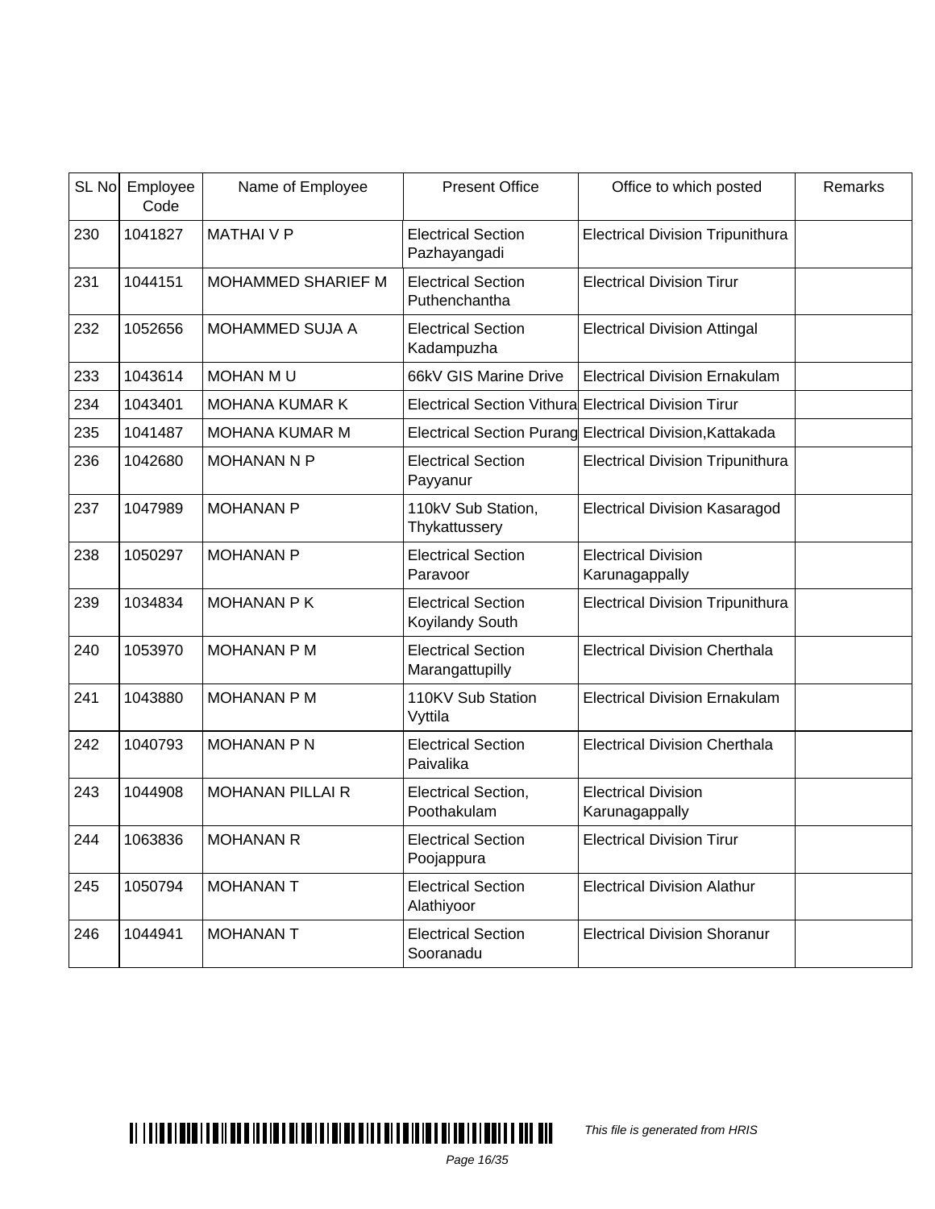| SL No | Employee Code | Name of Employee | Present Office | Office to which posted | Remarks |
|---|---|---|---|---|---|
| 230 | 1041827 | MATHAI V P | Electrical Section Pazhayangadi | Electrical Division Tripunithura | |
| 231 | 1044151 | MOHAMMED SHARIEF M | Electrical Section Puthenchantha | Electrical Division Tirur | |
| 232 | 1052656 | MOHAMMED SUJA A | Electrical Section Kadampuzha | Electrical Division Attingal | |
| 233 | 1043614 | MOHAN M U | 66kV GIS Marine Drive | Electrical Division Ernakulam | |
| 234 | 1043401 | MOHANA KUMAR K | Electrical Section Vithura | Electrical Division Tirur | |
| 235 | 1041487 | MOHANA KUMAR M | Electrical Section Purang | Electrical Division,Kattakada | |
| 236 | 1042680 | MOHANAN N P | Electrical Section Payyanur | Electrical Division Tripunithura | |
| 237 | 1047989 | MOHANAN P | 110kV Sub Station, Thykattussery | Electrical Division Kasaragod | |
| 238 | 1050297 | MOHANAN P | Electrical Section Paravoor | Electrical Division Karunagappally | |
| 239 | 1034834 | MOHANAN P K | Electrical Section Koyilandy South | Electrical Division Tripunithura | |
| 240 | 1053970 | MOHANAN P M | Electrical Section Marangattupilly | Electrical Division Cherthala | |
| 241 | 1043880 | MOHANAN P M | 110KV Sub Station Vyttila | Electrical Division Ernakulam | |
| 242 | 1040793 | MOHANAN P N | Electrical Section Paivalika | Electrical Division Cherthala | |
| 243 | 1044908 | MOHANAN PILLAI R | Electrical Section, Poothakulam | Electrical Division Karunagappally | |
| 244 | 1063836 | MOHANAN R | Electrical Section Poojappura | Electrical Division Tirur | |
| 245 | 1050794 | MOHANAN T | Electrical Section Alathiyoor | Electrical Division Alathur | |
| 246 | 1044941 | MOHANAN T | Electrical Section Sooranadu | Electrical Division Shoranur | |

*This file is generated from HRIS*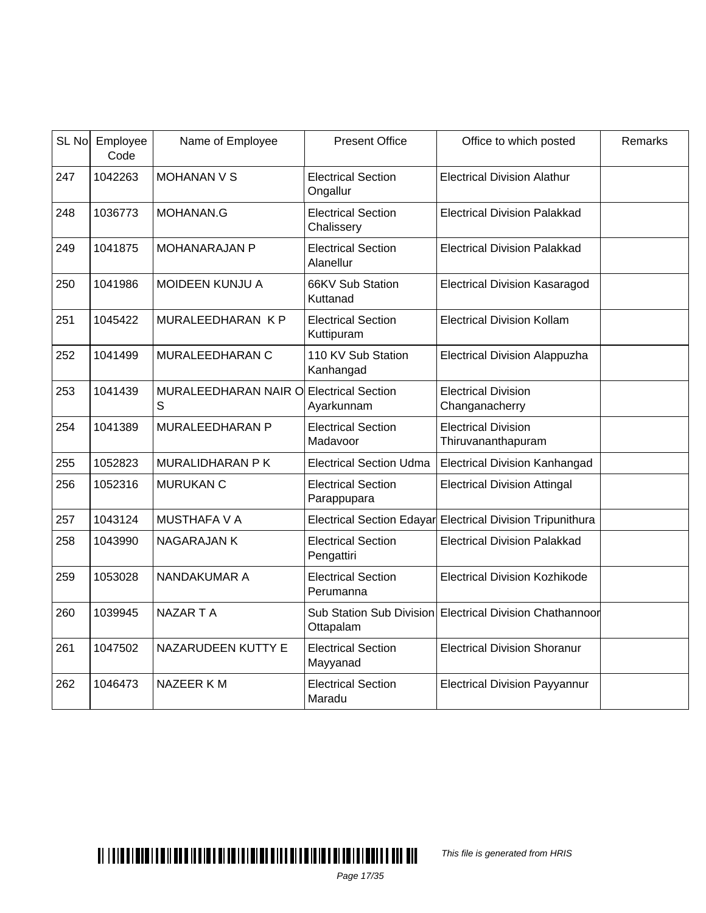| SL No | Employee Code | Name of Employee | Present Office | Office to which posted | Remarks |
|---|---|---|---|---|---|
| 247 | 1042263 | MOHANAN V S | Electrical Section Ongallur | Electrical Division Alathur | |
| 248 | 1036773 | MOHANAN.G | Electrical Section Chalissery | Electrical Division Palakkad | |
| 249 | 1041875 | MOHANARAJAN P | Electrical Section Alanellur | Electrical Division Palakkad | |
| 250 | 1041986 | MOIDEEN KUNJU A | 66KV Sub Station Kuttanad | Electrical Division Kasaragod | |
| 251 | 1045422 | MURALEEDHARAN K P | Electrical Section Kuttipuram | Electrical Division Kollam | |
| 252 | 1041499 | MURALEEDHARAN C | 110 KV Sub Station Kanhangad | Electrical Division Alappuzha | |
| 253 | 1041439 | MURALEEDHARAN NAIR O S | Electrical Section Ayarkunnam | Electrical Division Changanacherry | |
| 254 | 1041389 | MURALEEDHARAN P | Electrical Section Madavoor | Electrical Division Thiruvananthapuram | |
| 255 | 1052823 | MURALIDHARAN P K | Electrical Section Udma | Electrical Division Kanhangad | |
| 256 | 1052316 | MURUKAN C | Electrical Section Parappupara | Electrical Division Attingal | |
| 257 | 1043124 | MUSTHAFA V A | Electrical Section Edayar | Electrical Division Tripunithura | |
| 258 | 1043990 | NAGARAJAN K | Electrical Section Pengattiri | Electrical Division Palakkad | |
| 259 | 1053028 | NANDAKUMAR A | Electrical Section Perumanna | Electrical Division Kozhikode | |
| 260 | 1039945 | NAZAR T A | Sub Station Sub Division Ottapalam | Electrical Division Chathannoor | |
| 261 | 1047502 | NAZARUDEEN KUTTY E | Electrical Section Mayyanad | Electrical Division Shoranur | |
| 262 | 1046473 | NAZEER K M | Electrical Section Maradu | Electrical Division Payyannur | |

*This file is generated from HRIS*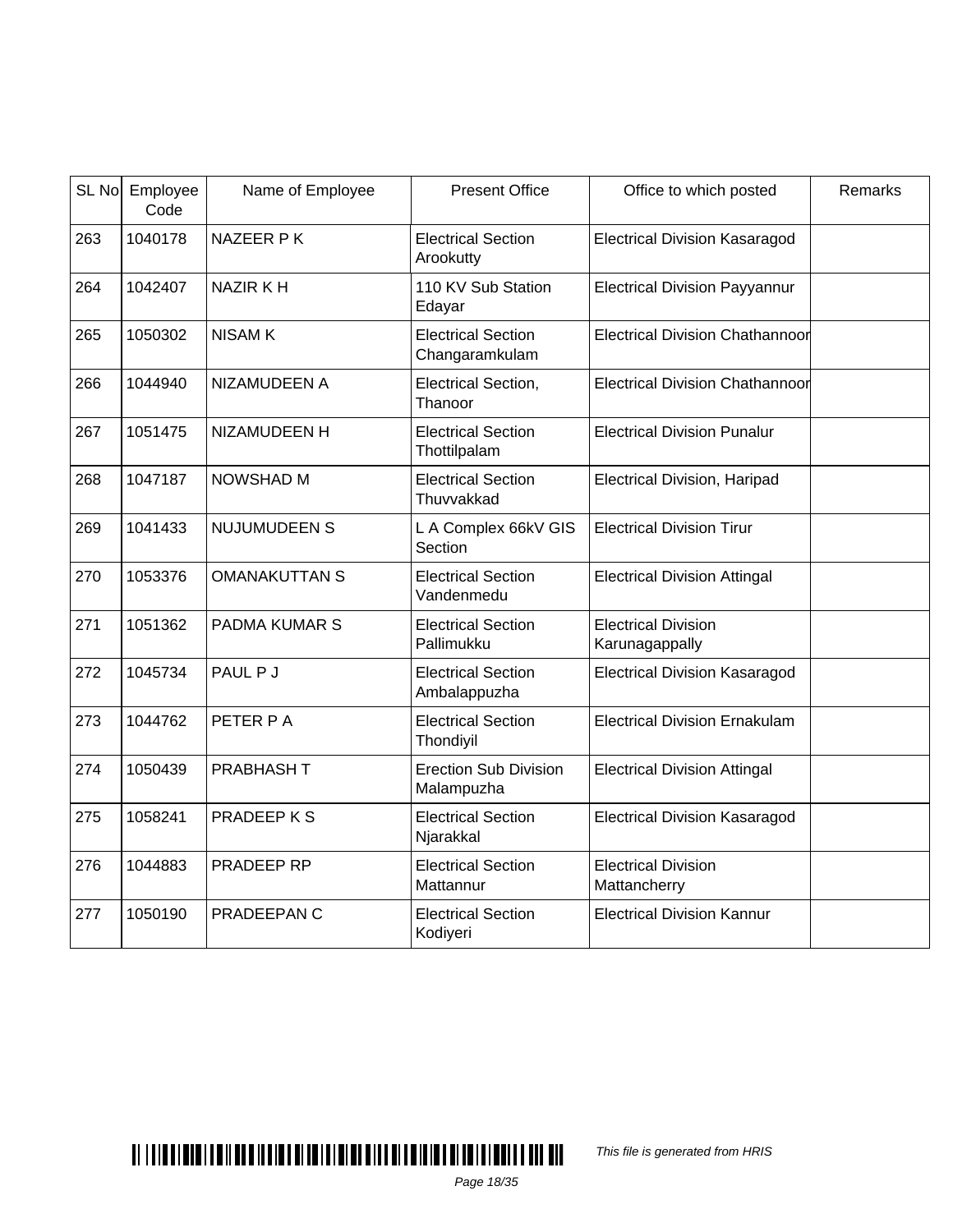| SL No | Employee Code | Name of Employee | Present Office | Office to which posted | Remarks |
|---|---|---|---|---|---|
| 263 | 1040178 | NAZEER P K | Electrical Section Arookutty | Electrical Division Kasaragod | |
| 264 | 1042407 | NAZIR K H | 110 KV Sub Station Edayar | Electrical Division Payyannur | |
| 265 | 1050302 | NISAM K | Electrical Section Changaramkulam | Electrical Division Chathannoor | |
| 266 | 1044940 | NIZAMUDEEN A | Electrical Section, Thanoor | Electrical Division Chathannoor | |
| 267 | 1051475 | NIZAMUDEEN H | Electrical Section Thottilpalam | Electrical Division Punalur | |
| 268 | 1047187 | NOWSHAD M | Electrical Section Thuvvakkad | Electrical Division, Haripad | |
| 269 | 1041433 | NUJUMUDEEN S | L A Complex 66kV GIS Section | Electrical Division Tirur | |
| 270 | 1053376 | OMANAKUTTAN S | Electrical Section Vandenmedu | Electrical Division Attingal | |
| 271 | 1051362 | PADMA KUMAR S | Electrical Section Pallimukku | Electrical Division Karunagappally | |
| 272 | 1045734 | PAUL P J | Electrical Section Ambalappuzha | Electrical Division Kasaragod | |
| 273 | 1044762 | PETER P A | Electrical Section Thondiyil | Electrical Division Ernakulam | |
| 274 | 1050439 | PRABHASH T | Erection Sub Division Malampuzha | Electrical Division Attingal | |
| 275 | 1058241 | PRADEEP K S | Electrical Section Njarakkal | Electrical Division Kasaragod | |
| 276 | 1044883 | PRADEEP RP | Electrical Section Mattannur | Electrical Division Mattancherry | |
| 277 | 1050190 | PRADEEPAN C | Electrical Section Kodiyeri | Electrical Division Kannur | |

*This file is generated from HRIS*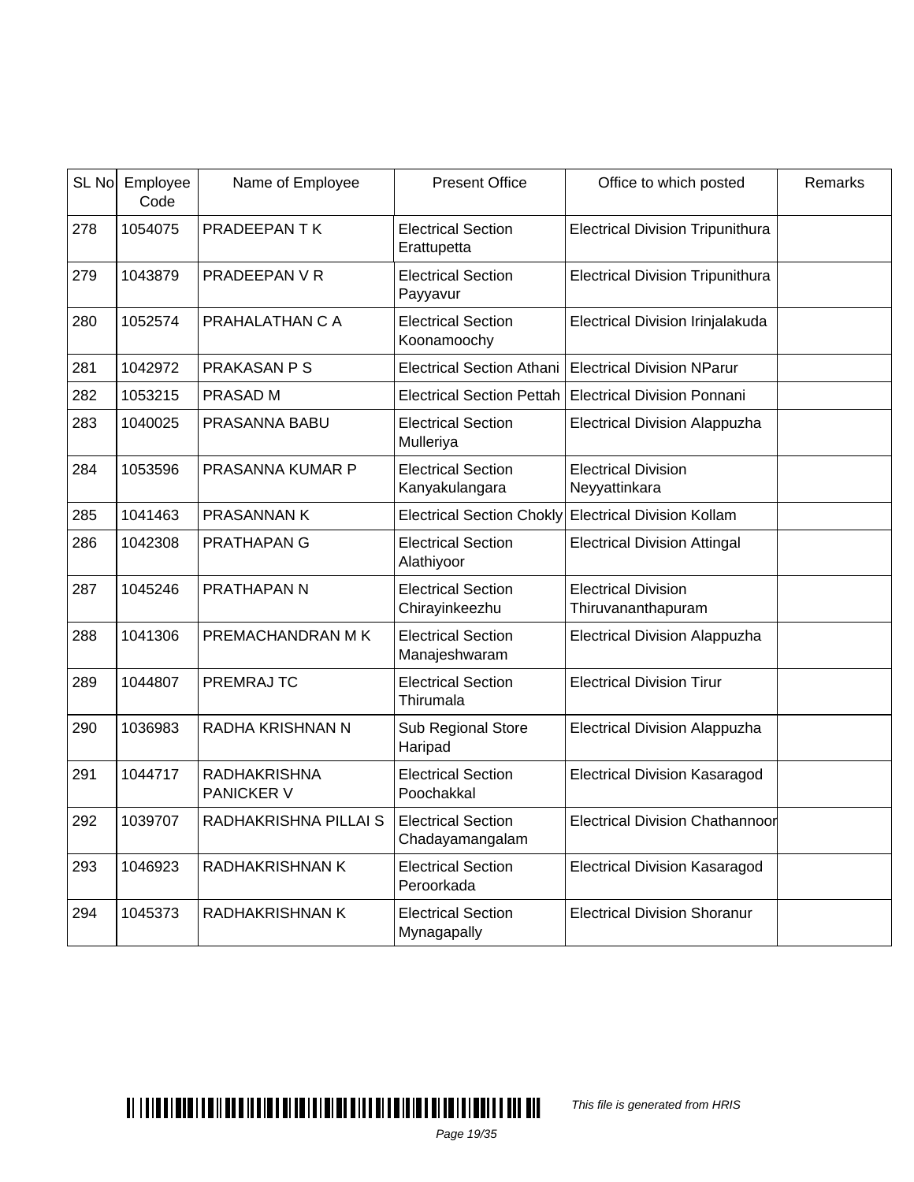| SL No | Employee Code | Name of Employee | Present Office | Office to which posted | Remarks |
|---|---|---|---|---|---|
| 278 | 1054075 | PRADEEPAN T K | Electrical Section Erattupetta | Electrical Division Tripunithura | |
| 279 | 1043879 | PRADEEPAN V R | Electrical Section Payyavur | Electrical Division Tripunithura | |
| 280 | 1052574 | PRAHALATHAN C A | Electrical Section Koonamoochy | Electrical Division Irinjalakuda | |
| 281 | 1042972 | PRAKASAN P S | Electrical Section Athani | Electrical Division NParur | |
| 282 | 1053215 | PRASAD M | Electrical Section Pettah | Electrical Division Ponnani | |
| 283 | 1040025 | PRASANNA BABU | Electrical Section Mulleriya | Electrical Division Alappuzha | |
| 284 | 1053596 | PRASANNA KUMAR P | Electrical Section Kanyakulangara | Electrical Division Neyyattinkara | |
| 285 | 1041463 | PRASANNAN K | Electrical Section Chokly | Electrical Division Kollam | |
| 286 | 1042308 | PRATHAPAN G | Electrical Section Alathiyoor | Electrical Division Attingal | |
| 287 | 1045246 | PRATHAPAN N | Electrical Section Chirayinkeezhu | Electrical Division Thiruvananthapuram | |
| 288 | 1041306 | PREMACHANDRAN M K | Electrical Section Manajeshwaram | Electrical Division Alappuzha | |
| 289 | 1044807 | PREMRAJ TC | Electrical Section Thirumala | Electrical Division Tirur | |
| 290 | 1036983 | RADHA KRISHNAN N | Sub Regional Store Haripad | Electrical Division Alappuzha | |
| 291 | 1044717 | RADHAKRISHNA PANICKER V | Electrical Section Poochakkal | Electrical Division Kasaragod | |
| 292 | 1039707 | RADHAKRISHNA PILLAI S | Electrical Section Chadayamangalam | Electrical Division Chathannoor | |
| 293 | 1046923 | RADHAKRISHNAN K | Electrical Section Peroorkada | Electrical Division Kasaragod | |
| 294 | 1045373 | RADHAKRISHNAN K | Electrical Section Mynagapally | Electrical Division Shoranur | |

*This file is generated from HRIS*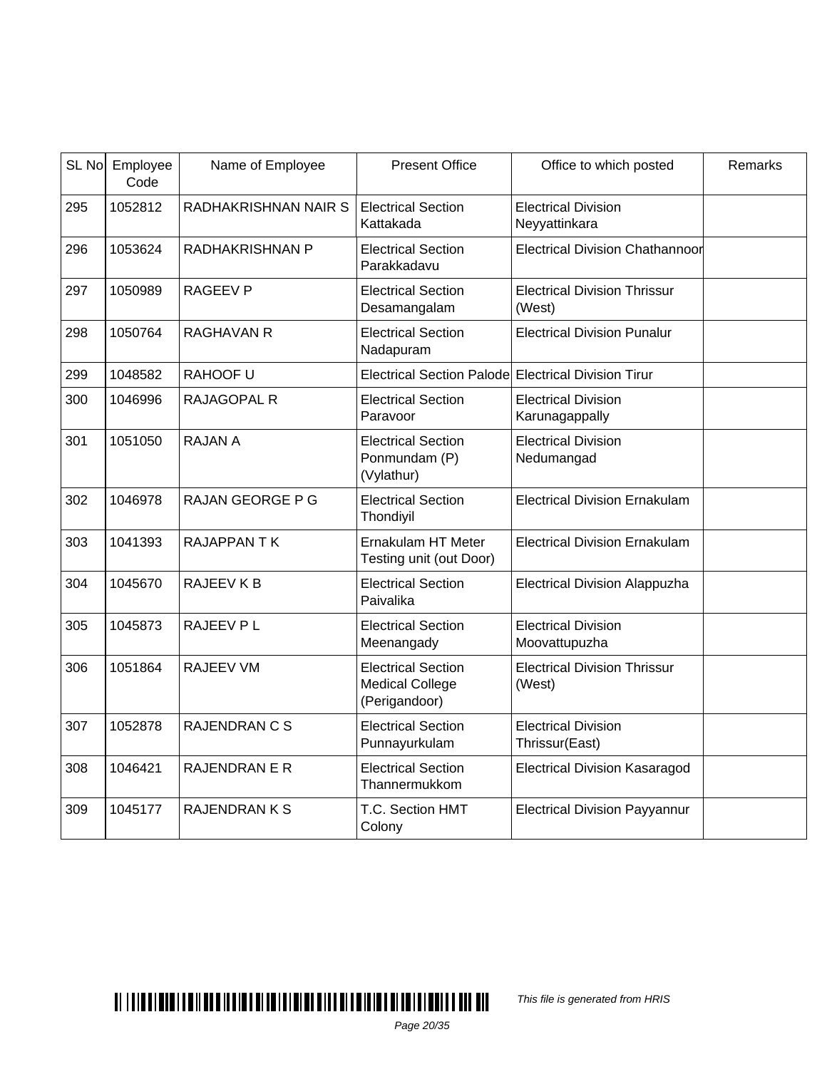| SL No | Employee Code | Name of Employee | Present Office | Office to which posted | Remarks |
|---|---|---|---|---|---|
| 295 | 1052812 | RADHAKRISHNAN NAIR S | Electrical Section Kattakada | Electrical Division Neyyattinkara | |
| 296 | 1053624 | RADHAKRISHNAN P | Electrical Section Parakkadavu | Electrical Division Chathannoor | |
| 297 | 1050989 | RAGEEV P | Electrical Section Desamangalam | Electrical Division Thrissur (West) | |
| 298 | 1050764 | RAGHAVAN R | Electrical Section Nadapuram | Electrical Division Punalur | |
| 299 | 1048582 | RAHOOF U | Electrical Section Palode | Electrical Division Tirur | |
| 300 | 1046996 | RAJAGOPAL R | Electrical Section Paravoor | Electrical Division Karunagappally | |
| 301 | 1051050 | RAJAN A | Electrical Section Ponmundam (P) (Vylathur) | Electrical Division Nedumangad | |
| 302 | 1046978 | RAJAN GEORGE P G | Electrical Section Thondiyil | Electrical Division Ernakulam | |
| 303 | 1041393 | RAJAPPAN T K | Ernakulam HT Meter Testing unit (out Door) | Electrical Division Ernakulam | |
| 304 | 1045670 | RAJEEV K B | Electrical Section Paivalika | Electrical Division Alappuzha | |
| 305 | 1045873 | RAJEEV P L | Electrical Section Meenangady | Electrical Division Moovattupuzha | |
| 306 | 1051864 | RAJEEV VM | Electrical Section Medical College (Perigandoor) | Electrical Division Thrissur (West) | |
| 307 | 1052878 | RAJENDRAN C S | Electrical Section Punnayurkulam | Electrical Division Thrissur(East) | |
| 308 | 1046421 | RAJENDRAN E R | Electrical Section Thannermukkom | Electrical Division Kasaragod | |
| 309 | 1045177 | RAJENDRAN K S | T.C. Section HMT Colony | Electrical Division Payyannur | |

*This file is generated from HRIS*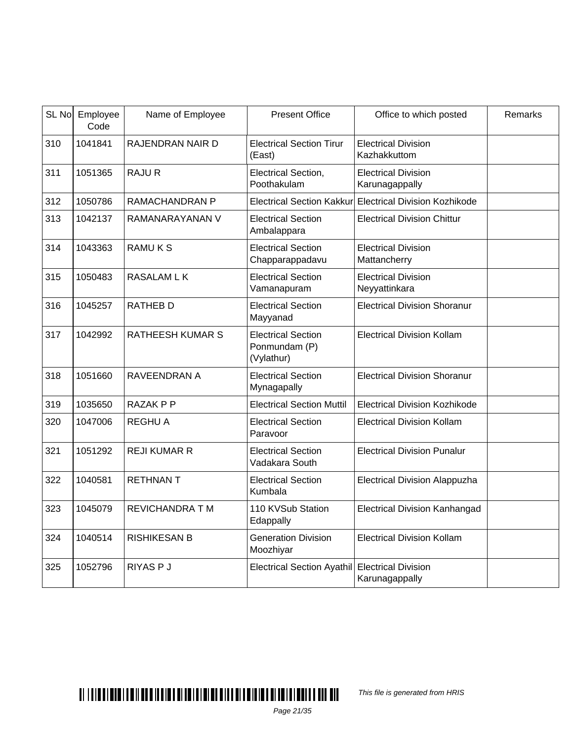| SL No | Employee Code | Name of Employee | Present Office | Office to which posted | Remarks |
|---|---|---|---|---|---|
| 310 | 1041841 | RAJENDRAN NAIR D | Electrical Section Tirur (East) | Electrical Division Kazhakkuttom | |
| 311 | 1051365 | RAJU R | Electrical Section, Poothakulam | Electrical Division Karunagappally | |
| 312 | 1050786 | RAMACHANDRAN P | Electrical Section Kakkur | Electrical Division Kozhikode | |
| 313 | 1042137 | RAMANARAYANAN V | Electrical Section Ambalappara | Electrical Division Chittur | |
| 314 | 1043363 | RAMU K S | Electrical Section Chapparappadavu | Electrical Division Mattancherry | |
| 315 | 1050483 | RASALAM L K | Electrical Section Vamanapuram | Electrical Division Neyyattinkara | |
| 316 | 1045257 | RATHEB D | Electrical Section Mayyanad | Electrical Division Shoranur | |
| 317 | 1042992 | RATHEESH KUMAR S | Electrical Section Ponmundam (P) (Vylathur) | Electrical Division Kollam | |
| 318 | 1051660 | RAVEENDRAN A | Electrical Section Mynagapally | Electrical Division Shoranur | |
| 319 | 1035650 | RAZAK P P | Electrical Section Muttil | Electrical Division Kozhikode | |
| 320 | 1047006 | REGHU A | Electrical Section Paravoor | Electrical Division Kollam | |
| 321 | 1051292 | REJI KUMAR R | Electrical Section Vadakara South | Electrical Division Punalur | |
| 322 | 1040581 | RETHNAN T | Electrical Section Kumbala | Electrical Division Alappuzha | |
| 323 | 1045079 | REVICHANDRA T M | 110 KVSub Station Edappally | Electrical Division Kanhangad | |
| 324 | 1040514 | RISHIKESAN B | Generation Division Moozhiyar | Electrical Division Kollam | |
| 325 | 1052796 | RIYAS P J | Electrical Section Ayathil | Electrical Division Karunagappally | |

*This file is generated from HRIS*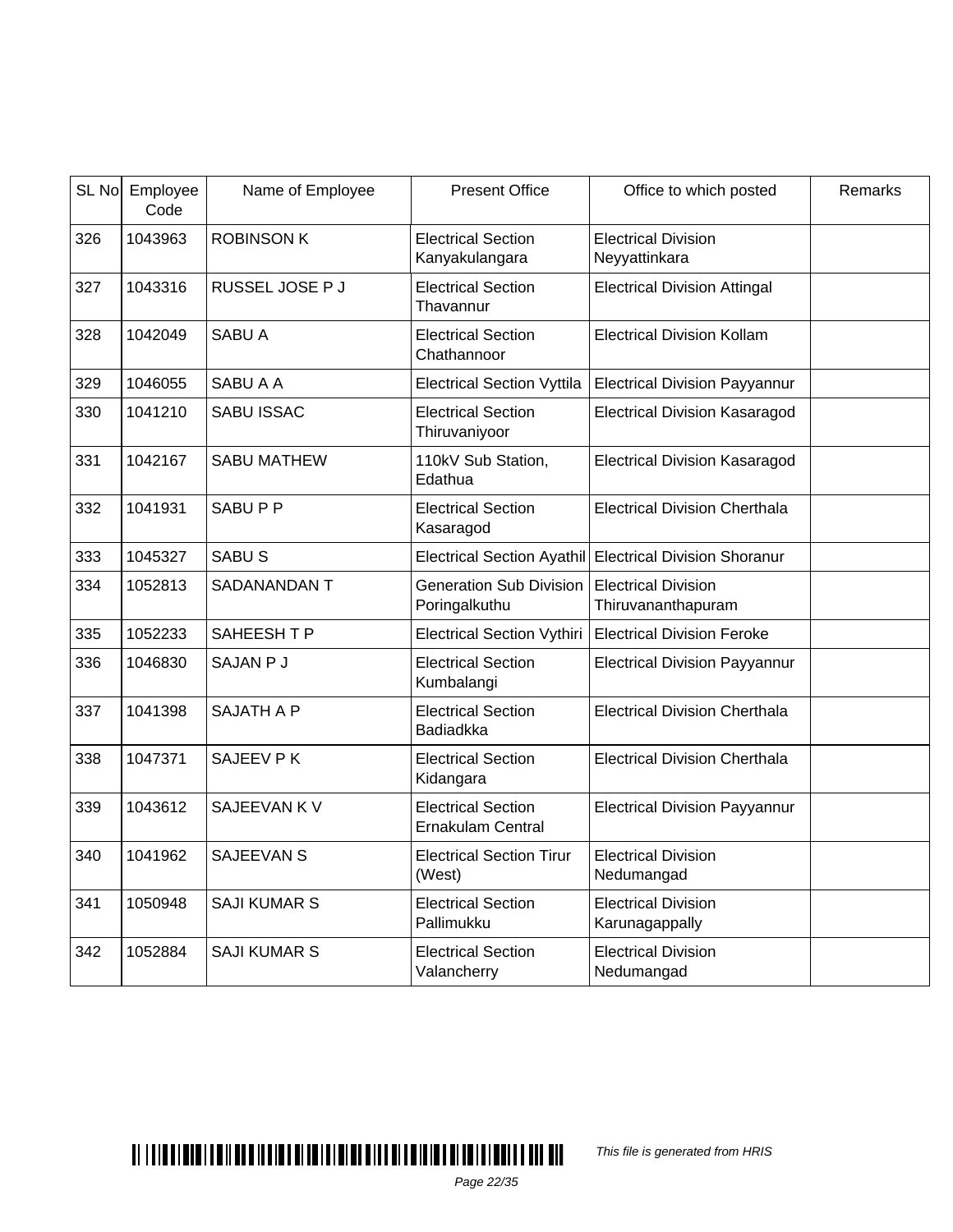| SL No | Employee Code | Name of Employee | Present Office | Office to which posted | Remarks |
|---|---|---|---|---|---|
| 326 | 1043963 | ROBINSON K | Electrical Section Kanyakulangara | Electrical Division Neyyattinkara | |
| 327 | 1043316 | RUSSEL JOSE P J | Electrical Section Thavannur | Electrical Division Attingal | |
| 328 | 1042049 | SABU A | Electrical Section Chathannoor | Electrical Division Kollam | |
| 329 | 1046055 | SABU A A | Electrical Section Vyttila | Electrical Division Payyannur | |
| 330 | 1041210 | SABU ISSAC | Electrical Section Thiruvaniyoor | Electrical Division Kasaragod | |
| 331 | 1042167 | SABU MATHEW | 110kV Sub Station, Edathua | Electrical Division Kasaragod | |
| 332 | 1041931 | SABU P P | Electrical Section Kasaragod | Electrical Division Cherthala | |
| 333 | 1045327 | SABU S | Electrical Section Ayathil | Electrical Division Shoranur | |
| 334 | 1052813 | SADANANDAN T | Generation Sub Division Poringalkuthu | Electrical Division Thiruvananthapuram | |
| 335 | 1052233 | SAHEESH T P | Electrical Section Vythiri | Electrical Division Feroke | |
| 336 | 1046830 | SAJAN P J | Electrical Section Kumbalangi | Electrical Division Payyannur | |
| 337 | 1041398 | SAJATH A P | Electrical Section Badiadkka | Electrical Division Cherthala | |
| 338 | 1047371 | SAJEEV P K | Electrical Section Kidangara | Electrical Division Cherthala | |
| 339 | 1043612 | SAJEEVAN K V | Electrical Section Ernakulam Central | Electrical Division Payyannur | |
| 340 | 1041962 | SAJEEVAN S | Electrical Section Tirur (West) | Electrical Division Nedumangad | |
| 341 | 1050948 | SAJI KUMAR S | Electrical Section Pallimukku | Electrical Division Karunagappally | |
| 342 | 1052884 | SAJI KUMAR S | Electrical Section Valancherry | Electrical Division Nedumangad | |

*This file is generated from HRIS*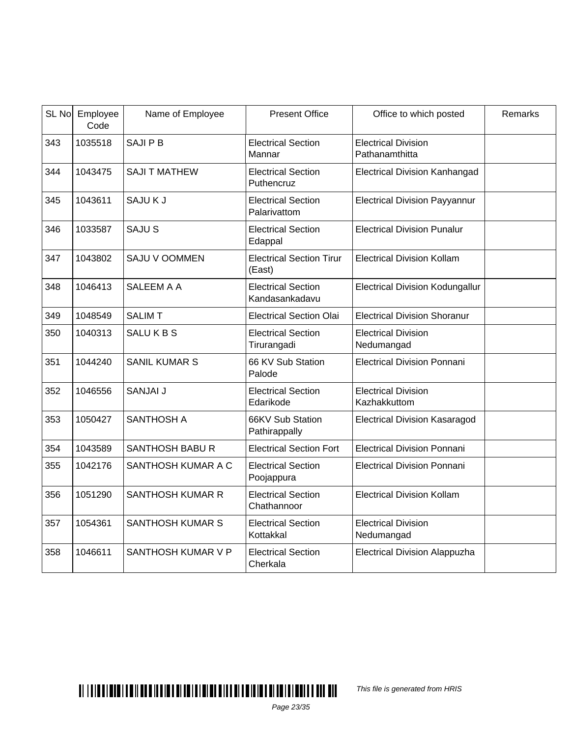| SL No | Employee Code | Name of Employee | Present Office | Office to which posted | Remarks |
|---|---|---|---|---|---|
| 343 | 1035518 | SAJI P B | Electrical Section Mannar | Electrical Division Pathanamthitta | |
| 344 | 1043475 | SAJI T MATHEW | Electrical Section Puthencruz | Electrical Division Kanhangad | |
| 345 | 1043611 | SAJU K J | Electrical Section Palarivattom | Electrical Division Payyannur | |
| 346 | 1033587 | SAJU S | Electrical Section Edappal | Electrical Division Punalur | |
| 347 | 1043802 | SAJU V OOMMEN | Electrical Section Tirur (East) | Electrical Division Kollam | |
| 348 | 1046413 | SALEEM A A | Electrical Section Kandasankadavu | Electrical Division Kodungallur | |
| 349 | 1048549 | SALIM T | Electrical Section Olai | Electrical Division Shoranur | |
| 350 | 1040313 | SALU K B S | Electrical Section Tirurangadi | Electrical Division Nedumangad | |
| 351 | 1044240 | SANIL KUMAR S | 66 KV Sub Station Palode | Electrical Division Ponnani | |
| 352 | 1046556 | SANJAI J | Electrical Section Edarikode | Electrical Division Kazhakkuttom | |
| 353 | 1050427 | SANTHOSH A | 66KV Sub Station Pathirappally | Electrical Division Kasaragod | |
| 354 | 1043589 | SANTHOSH BABU R | Electrical Section Fort | Electrical Division Ponnani | |
| 355 | 1042176 | SANTHOSH KUMAR A C | Electrical Section Poojappura | Electrical Division Ponnani | |
| 356 | 1051290 | SANTHOSH KUMAR R | Electrical Section Chathannoor | Electrical Division Kollam | |
| 357 | 1054361 | SANTHOSH KUMAR S | Electrical Section Kottakkal | Electrical Division Nedumangad | |
| 358 | 1046611 | SANTHOSH KUMAR V P | Electrical Section Cherkala | Electrical Division Alappuzha | |

*This file is generated from HRIS*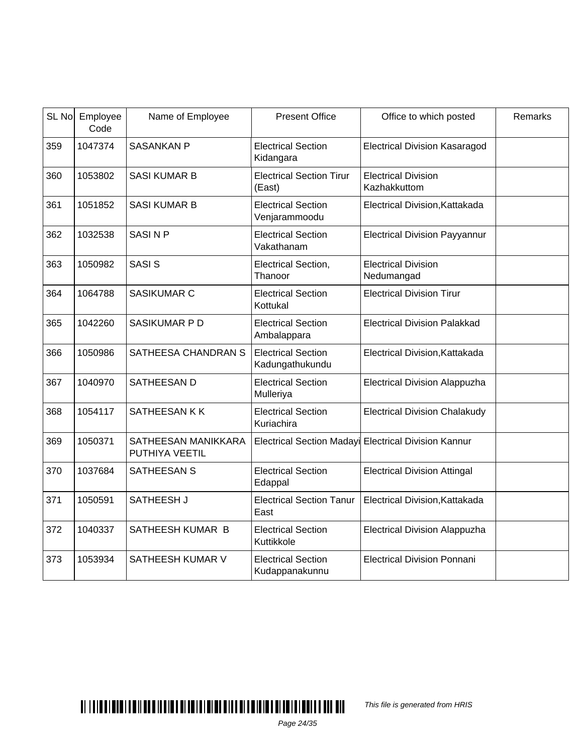| SL No | Employee Code | Name of Employee | Present Office | Office to which posted | Remarks |
|---|---|---|---|---|---|
| 359 | 1047374 | SASANKAN P | Electrical Section Kidangara | Electrical Division Kasaragod | |
| 360 | 1053802 | SASI KUMAR B | Electrical Section Tirur (East) | Electrical Division Kazhakkuttom | |
| 361 | 1051852 | SASI KUMAR B | Electrical Section Venjarammoodu | Electrical Division,Kattakada | |
| 362 | 1032538 | SASI N P | Electrical Section Vakathanam | Electrical Division Payyannur | |
| 363 | 1050982 | SASI S | Electrical Section, Thanoor | Electrical Division Nedumangad | |
| 364 | 1064788 | SASIKUMAR C | Electrical Section Kottukal | Electrical Division Tirur | |
| 365 | 1042260 | SASIKUMAR P D | Electrical Section Ambalappara | Electrical Division Palakkad | |
| 366 | 1050986 | SATHEESA CHANDRAN S | Electrical Section Kadungathukundu | Electrical Division,Kattakada | |
| 367 | 1040970 | SATHEESAN D | Electrical Section Mulleriya | Electrical Division Alappuzha | |
| 368 | 1054117 | SATHEESAN K K | Electrical Section Kuriachira | Electrical Division Chalakudy | |
| 369 | 1050371 | SATHEESAN MANIKKARA PUTHIYA VEETIL | Electrical Section Madayi | Electrical Division Kannur | |
| 370 | 1037684 | SATHEESAN S | Electrical Section Edappal | Electrical Division Attingal | |
| 371 | 1050591 | SATHEESH J | Electrical Section Tanur East | Electrical Division,Kattakada | |
| 372 | 1040337 | SATHEESH KUMAR B | Electrical Section Kuttikkole | Electrical Division Alappuzha | |
| 373 | 1053934 | SATHEESH KUMAR V | Electrical Section Kudappanakunnu | Electrical Division Ponnani | |

*This file is generated from HRIS*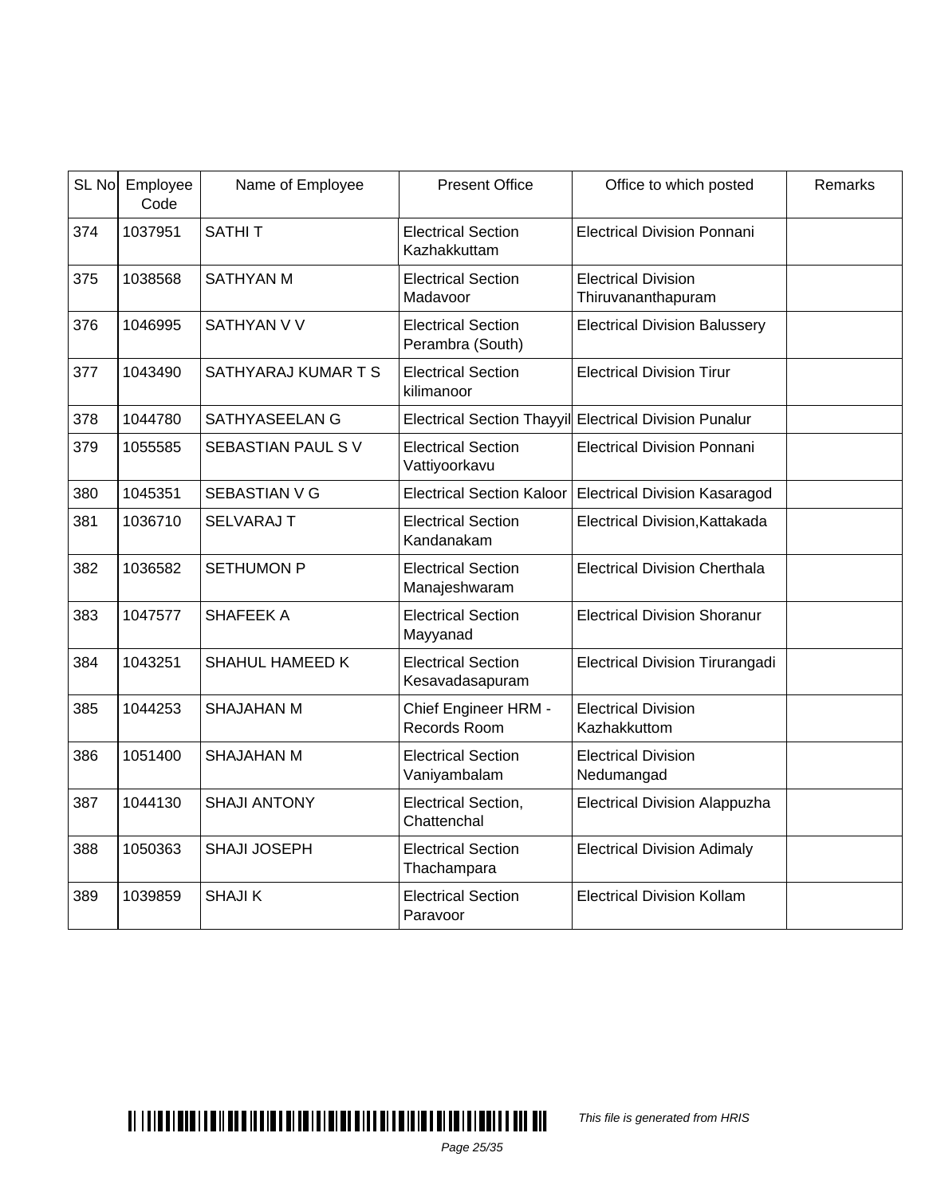| SL No | Employee Code | Name of Employee | Present Office | Office to which posted | Remarks |
|---|---|---|---|---|---|
| 374 | 1037951 | SATHI T | Electrical Section Kazhakkuttam | Electrical Division Ponnani | |
| 375 | 1038568 | SATHYAN M | Electrical Section Madavoor | Electrical Division Thiruvananthapuram | |
| 376 | 1046995 | SATHYAN V V | Electrical Section Perambra (South) | Electrical Division Balussery | |
| 377 | 1043490 | SATHYARAJ KUMAR T S | Electrical Section kilimanoor | Electrical Division Tirur | |
| 378 | 1044780 | SATHYASEELAN G | Electrical Section Thayyil | Electrical Division Punalur | |
| 379 | 1055585 | SEBASTIAN PAUL S V | Electrical Section Vattiyoorkavu | Electrical Division Ponnani | |
| 380 | 1045351 | SEBASTIAN V G | Electrical Section Kaloor | Electrical Division Kasaragod | |
| 381 | 1036710 | SELVARAJ T | Electrical Section Kandanakam | Electrical Division,Kattakada | |
| 382 | 1036582 | SETHUMON P | Electrical Section Manajeshwaram | Electrical Division Cherthala | |
| 383 | 1047577 | SHAFEEK A | Electrical Section Mayyanad | Electrical Division Shoranur | |
| 384 | 1043251 | SHAHUL HAMEED K | Electrical Section Kesavadasapuram | Electrical Division Tirurangadi | |
| 385 | 1044253 | SHAJAHAN M | Chief Engineer HRM - Records Room | Electrical Division Kazhakkuttom | |
| 386 | 1051400 | SHAJAHAN M | Electrical Section Vaniyambalam | Electrical Division Nedumangad | |
| 387 | 1044130 | SHAJI ANTONY | Electrical Section, Chattenchal | Electrical Division Alappuzha | |
| 388 | 1050363 | SHAJI JOSEPH | Electrical Section Thachampara | Electrical Division Adimaly | |
| 389 | 1039859 | SHAJI K | Electrical Section Paravoor | Electrical Division Kollam | |

*This file is generated from HRIS*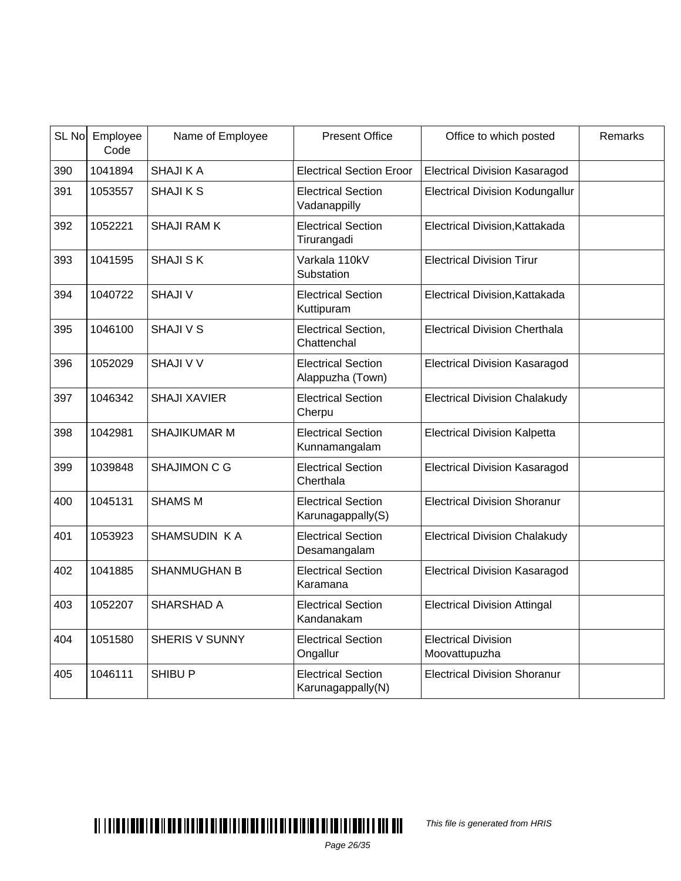| SL No | Employee Code | Name of Employee | Present Office | Office to which posted | Remarks |
|---|---|---|---|---|---|
| 390 | 1041894 | SHAJI K A | Electrical Section Eroor | Electrical Division Kasaragod | |
| 391 | 1053557 | SHAJI K S | Electrical Section Vadanappilly | Electrical Division Kodungallur | |
| 392 | 1052221 | SHAJI RAM K | Electrical Section Tirurangadi | Electrical Division,Kattakada | |
| 393 | 1041595 | SHAJI S K | Varkala 110kV Substation | Electrical Division Tirur | |
| 394 | 1040722 | SHAJI V | Electrical Section Kuttipuram | Electrical Division,Kattakada | |
| 395 | 1046100 | SHAJI V S | Electrical Section, Chattenchal | Electrical Division Cherthala | |
| 396 | 1052029 | SHAJI V V | Electrical Section Alappuzha (Town) | Electrical Division Kasaragod | |
| 397 | 1046342 | SHAJI XAVIER | Electrical Section Cherpu | Electrical Division Chalakudy | |
| 398 | 1042981 | SHAJIKUMAR M | Electrical Section Kunnamangalam | Electrical Division Kalpetta | |
| 399 | 1039848 | SHAJIMON C G | Electrical Section Cherthala | Electrical Division Kasaragod | |
| 400 | 1045131 | SHAMS M | Electrical Section Karunagappally(S) | Electrical Division Shoranur | |
| 401 | 1053923 | SHAMSUDIN K A | Electrical Section Desamangalam | Electrical Division Chalakudy | |
| 402 | 1041885 | SHANMUGHAN B | Electrical Section Karamana | Electrical Division Kasaragod | |
| 403 | 1052207 | SHARSHAD A | Electrical Section Kandanakam | Electrical Division Attingal | |
| 404 | 1051580 | SHERIS V SUNNY | Electrical Section Ongallur | Electrical Division Moovattupuzha | |
| 405 | 1046111 | SHIBU P | Electrical Section Karunagappally(N) | Electrical Division Shoranur | |

*This file is generated from HRIS*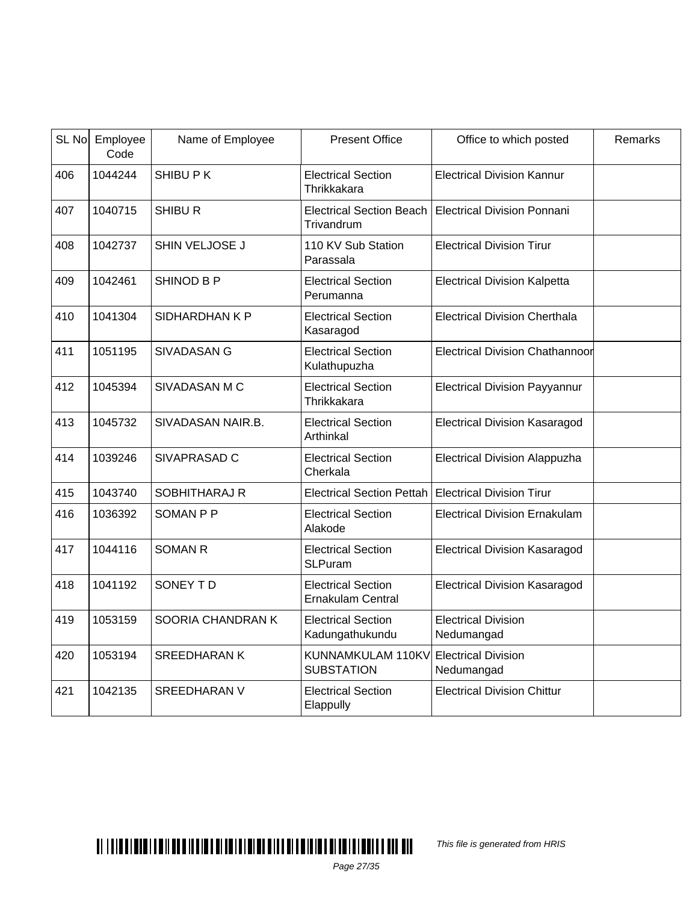| SL No | Employee Code | Name of Employee | Present Office | Office to which posted | Remarks |
|---|---|---|---|---|---|
| 406 | 1044244 | SHIBU P K | Electrical Section Thrikkakara | Electrical Division Kannur | |
| 407 | 1040715 | SHIBU R | Electrical Section Beach Trivandrum | Electrical Division Ponnani | |
| 408 | 1042737 | SHIN VELJOSE J | 110 KV Sub Station Parassala | Electrical Division Tirur | |
| 409 | 1042461 | SHINOD B P | Electrical Section Perumanna | Electrical Division Kalpetta | |
| 410 | 1041304 | SIDHARDHAN K P | Electrical Section Kasaragod | Electrical Division Cherthala | |
| 411 | 1051195 | SIVADASAN G | Electrical Section Kulathupuzha | Electrical Division Chathannoor | |
| 412 | 1045394 | SIVADASAN M C | Electrical Section Thrikkakara | Electrical Division Payyannur | |
| 413 | 1045732 | SIVADASAN NAIR.B. | Electrical Section Arthinkal | Electrical Division Kasaragod | |
| 414 | 1039246 | SIVAPRASAD C | Electrical Section Cherkala | Electrical Division Alappuzha | |
| 415 | 1043740 | SOBHITHARAJ R | Electrical Section Pettah | Electrical Division Tirur | |
| 416 | 1036392 | SOMAN P P | Electrical Section Alakode | Electrical Division Ernakulam | |
| 417 | 1044116 | SOMAN R | Electrical Section SLPuram | Electrical Division Kasaragod | |
| 418 | 1041192 | SONEY T D | Electrical Section Ernakulam Central | Electrical Division Kasaragod | |
| 419 | 1053159 | SOORIA CHANDRAN K | Electrical Section Kadungathukundu | Electrical Division Nedumangad | |
| 420 | 1053194 | SREEDHARAN K | KUNNAMKULAM 110KV SUBSTATION | Electrical Division Nedumangad | |
| 421 | 1042135 | SREEDHARAN V | Electrical Section Elappully | Electrical Division Chittur | |

*This file is generated from HRIS*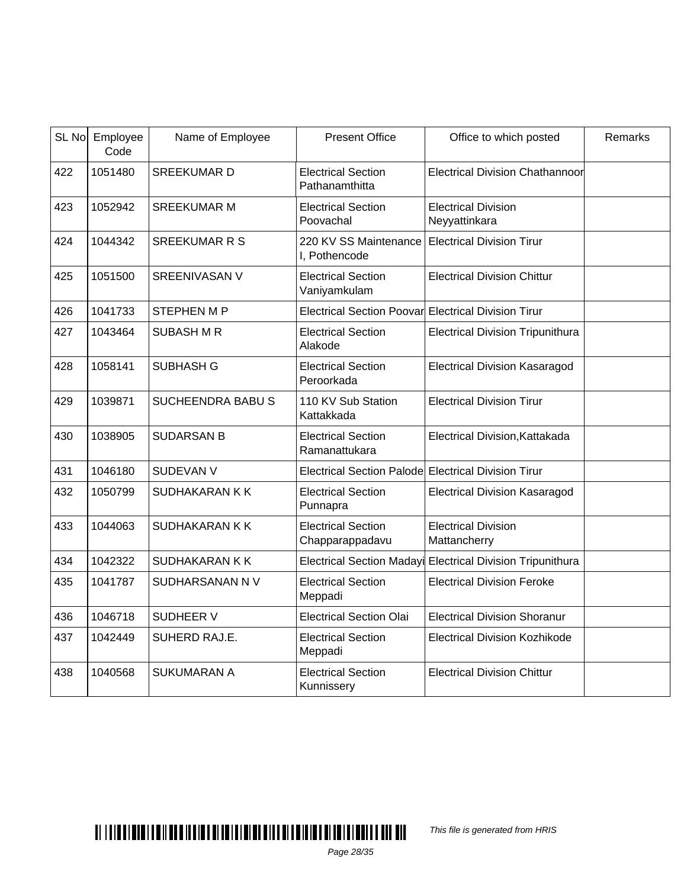| SL No | Employee Code | Name of Employee | Present Office | Office to which posted | Remarks |
|---|---|---|---|---|---|
| 422 | 1051480 | SREEKUMAR D | Electrical Section Pathanamthitta | Electrical Division Chathannoor | |
| 423 | 1052942 | SREEKUMAR M | Electrical Section Poovachal | Electrical Division Neyyattinkara | |
| 424 | 1044342 | SREEKUMAR R S | 220 KV SS Maintenance I, Pothencode | Electrical Division Tirur | |
| 425 | 1051500 | SREENIVASAN V | Electrical Section Vaniyamkulam | Electrical Division Chittur | |
| 426 | 1041733 | STEPHEN M P | Electrical Section Poovar | Electrical Division Tirur | |
| 427 | 1043464 | SUBASH M R | Electrical Section Alakode | Electrical Division Tripunithura | |
| 428 | 1058141 | SUBHASH G | Electrical Section Peroorkada | Electrical Division Kasaragod | |
| 429 | 1039871 | SUCHEENDRA BABU S | 110 KV Sub Station Kattakkada | Electrical Division Tirur | |
| 430 | 1038905 | SUDARSAN B | Electrical Section Ramanattukara | Electrical Division,Kattakada | |
| 431 | 1046180 | SUDEVAN V | Electrical Section Palode | Electrical Division Tirur | |
| 432 | 1050799 | SUDHAKARAN K K | Electrical Section Punnapra | Electrical Division Kasaragod | |
| 433 | 1044063 | SUDHAKARAN K K | Electrical Section Chapparappadavu | Electrical Division Mattancherry | |
| 434 | 1042322 | SUDHAKARAN K K | Electrical Section Madayi | Electrical Division Tripunithura | |
| 435 | 1041787 | SUDHARSANAN N V | Electrical Section Meppadi | Electrical Division Feroke | |
| 436 | 1046718 | SUDHEER V | Electrical Section Olai | Electrical Division Shoranur | |
| 437 | 1042449 | SUHERD RAJ.E. | Electrical Section Meppadi | Electrical Division Kozhikode | |
| 438 | 1040568 | SUKUMARAN A | Electrical Section Kunnissery | Electrical Division Chittur | |

*This file is generated from HRIS*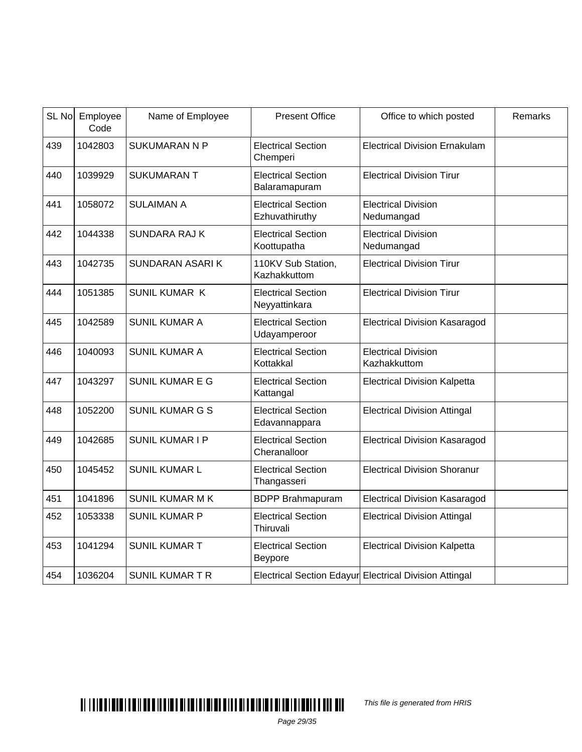| SL No | Employee Code | Name of Employee | Present Office | Office to which posted | Remarks |
|---|---|---|---|---|---|
| 439 | 1042803 | SUKUMARAN N P | Electrical Section Chemperi | Electrical Division Ernakulam | |
| 440 | 1039929 | SUKUMARAN T | Electrical Section Balaramapuram | Electrical Division Tirur | |
| 441 | 1058072 | SULAIMAN A | Electrical Section Ezhuvathiruthy | Electrical Division Nedumangad | |
| 442 | 1044338 | SUNDARA RAJ K | Electrical Section Koottupatha | Electrical Division Nedumangad | |
| 443 | 1042735 | SUNDARAN ASARI K | 110KV Sub Station, Kazhakkuttom | Electrical Division Tirur | |
| 444 | 1051385 | SUNIL KUMAR  K | Electrical Section Neyyattinkara | Electrical Division Tirur | |
| 445 | 1042589 | SUNIL KUMAR A | Electrical Section Udayamperoor | Electrical Division Kasaragod | |
| 446 | 1040093 | SUNIL KUMAR A | Electrical Section Kottakkal | Electrical Division Kazhakkuttom | |
| 447 | 1043297 | SUNIL KUMAR E G | Electrical Section Kattangal | Electrical Division Kalpetta | |
| 448 | 1052200 | SUNIL KUMAR G S | Electrical Section Edavannappara | Electrical Division Attingal | |
| 449 | 1042685 | SUNIL KUMAR I P | Electrical Section Cheranalloor | Electrical Division Kasaragod | |
| 450 | 1045452 | SUNIL KUMAR L | Electrical Section Thangasseri | Electrical Division Shoranur | |
| 451 | 1041896 | SUNIL KUMAR M K | BDPP Brahmapuram | Electrical Division Kasaragod | |
| 452 | 1053338 | SUNIL KUMAR P | Electrical Section Thiruvali | Electrical Division Attingal | |
| 453 | 1041294 | SUNIL KUMAR T | Electrical Section Beypore | Electrical Division Kalpetta | |
| 454 | 1036204 | SUNIL KUMAR T R | Electrical Section Edayur | Electrical Division Attingal | |

*This file is generated from HRIS*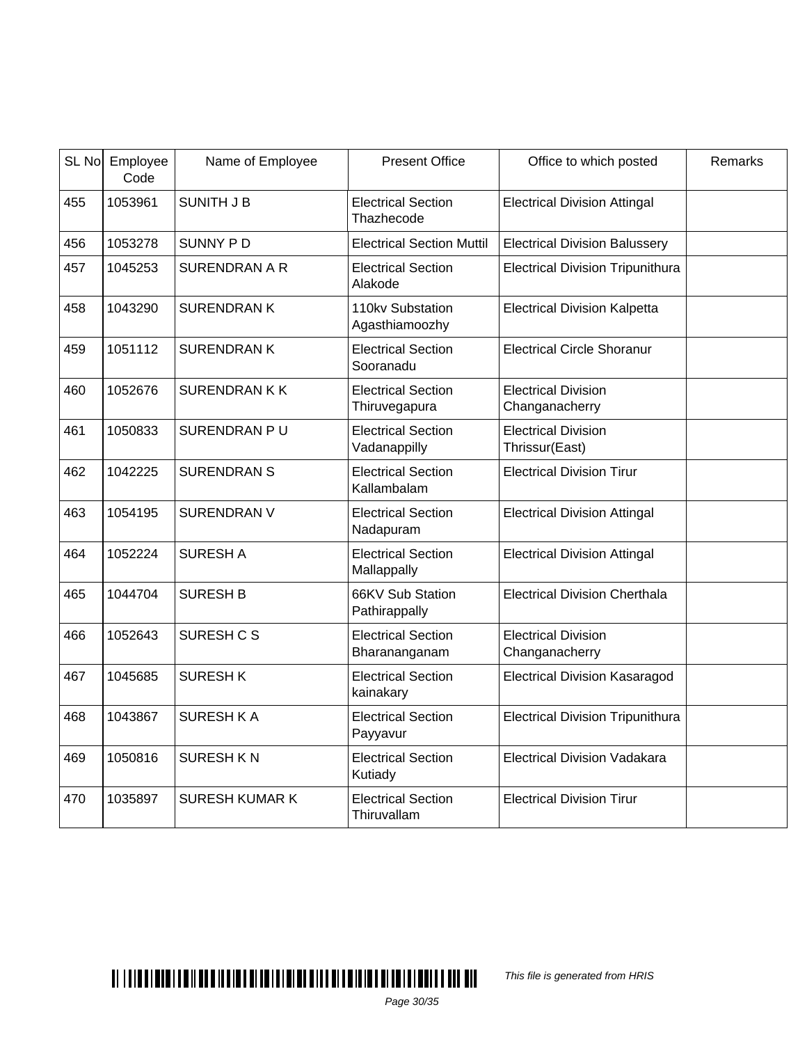| SL No | Employee Code | Name of Employee | Present Office | Office to which posted | Remarks |
|---|---|---|---|---|---|
| 455 | 1053961 | SUNITH J B | Electrical Section Thazhecode | Electrical Division Attingal | |
| 456 | 1053278 | SUNNY P D | Electrical Section Muttil | Electrical Division Balussery | |
| 457 | 1045253 | SURENDRAN A R | Electrical Section Alakode | Electrical Division Tripunithura | |
| 458 | 1043290 | SURENDRAN K | 110kv Substation Agasthiamoozhy | Electrical Division Kalpetta | |
| 459 | 1051112 | SURENDRAN K | Electrical Section Sooranadu | Electrical Circle Shoranur | |
| 460 | 1052676 | SURENDRAN K K | Electrical Section Thiruvegapura | Electrical Division Changanacherry | |
| 461 | 1050833 | SURENDRAN P U | Electrical Section Vadanappilly | Electrical Division Thrissur(East) | |
| 462 | 1042225 | SURENDRAN S | Electrical Section Kallambalam | Electrical Division Tirur | |
| 463 | 1054195 | SURENDRAN V | Electrical Section Nadapuram | Electrical Division Attingal | |
| 464 | 1052224 | SURESH A | Electrical Section Mallappally | Electrical Division Attingal | |
| 465 | 1044704 | SURESH B | 66KV Sub Station Pathirappally | Electrical Division Cherthala | |
| 466 | 1052643 | SURESH C S | Electrical Section Bharananganam | Electrical Division Changanacherry | |
| 467 | 1045685 | SURESH K | Electrical Section kainakary | Electrical Division Kasaragod | |
| 468 | 1043867 | SURESH K A | Electrical Section Payyavur | Electrical Division Tripunithura | |
| 469 | 1050816 | SURESH K N | Electrical Section Kutiady | Electrical Division Vadakara | |
| 470 | 1035897 | SURESH KUMAR K | Electrical Section Thiruvallam | Electrical Division Tirur | |

*This file is generated from HRIS*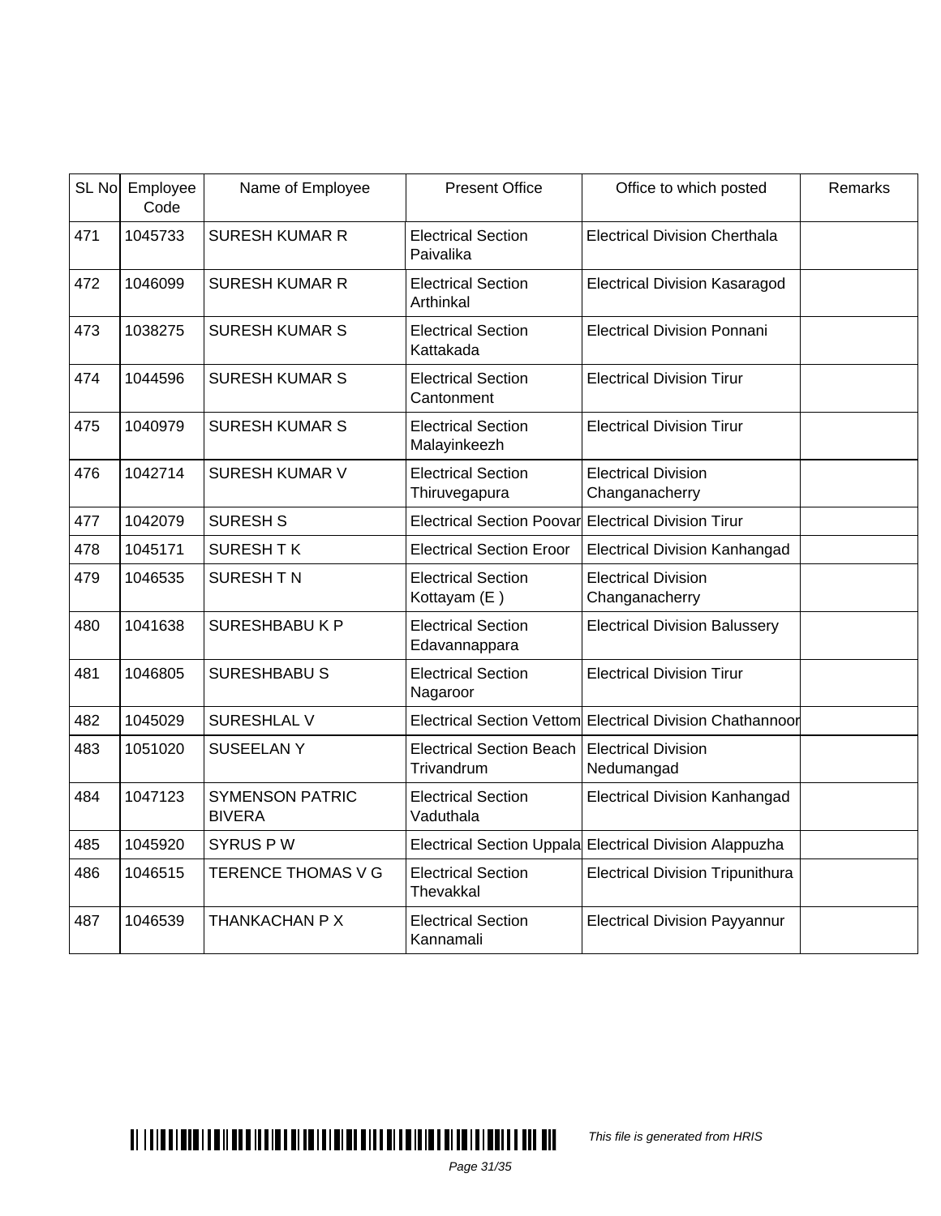| SL No | Employee Code | Name of Employee | Present Office | Office to which posted | Remarks |
|---|---|---|---|---|---|
| 471 | 1045733 | SURESH KUMAR R | Electrical Section Paivalika | Electrical Division Cherthala | |
| 472 | 1046099 | SURESH KUMAR R | Electrical Section Arthinkal | Electrical Division Kasaragod | |
| 473 | 1038275 | SURESH KUMAR S | Electrical Section Kattakada | Electrical Division Ponnani | |
| 474 | 1044596 | SURESH KUMAR S | Electrical Section Cantonment | Electrical Division Tirur | |
| 475 | 1040979 | SURESH KUMAR S | Electrical Section Malayinkeezh | Electrical Division Tirur | |
| 476 | 1042714 | SURESH KUMAR V | Electrical Section Thiruvegapura | Electrical Division Changanacherry | |
| 477 | 1042079 | SURESH S | Electrical Section Poovar | Electrical Division Tirur | |
| 478 | 1045171 | SURESH T K | Electrical Section Eroor | Electrical Division Kanhangad | |
| 479 | 1046535 | SURESH T N | Electrical Section Kottayam (E ) | Electrical Division Changanacherry | |
| 480 | 1041638 | SURESHBABU K P | Electrical Section Edavannappara | Electrical Division Balussery | |
| 481 | 1046805 | SURESHBABU S | Electrical Section Nagaroor | Electrical Division Tirur | |
| 482 | 1045029 | SURESHLAL V | Electrical Section Vettom | Electrical Division Chathannoor | |
| 483 | 1051020 | SUSEELAN Y | Electrical Section Beach Trivandrum | Electrical Division Nedumangad | |
| 484 | 1047123 | SYMENSON PATRIC BIVERA | Electrical Section Vaduthala | Electrical Division Kanhangad | |
| 485 | 1045920 | SYRUS P W | Electrical Section Uppala | Electrical Division Alappuzha | |
| 486 | 1046515 | TERENCE THOMAS V G | Electrical Section Thevakkal | Electrical Division Tripunithura | |
| 487 | 1046539 | THANKACHAN P X | Electrical Section Kannamali | Electrical Division Payyannur | |

*This file is generated from HRIS*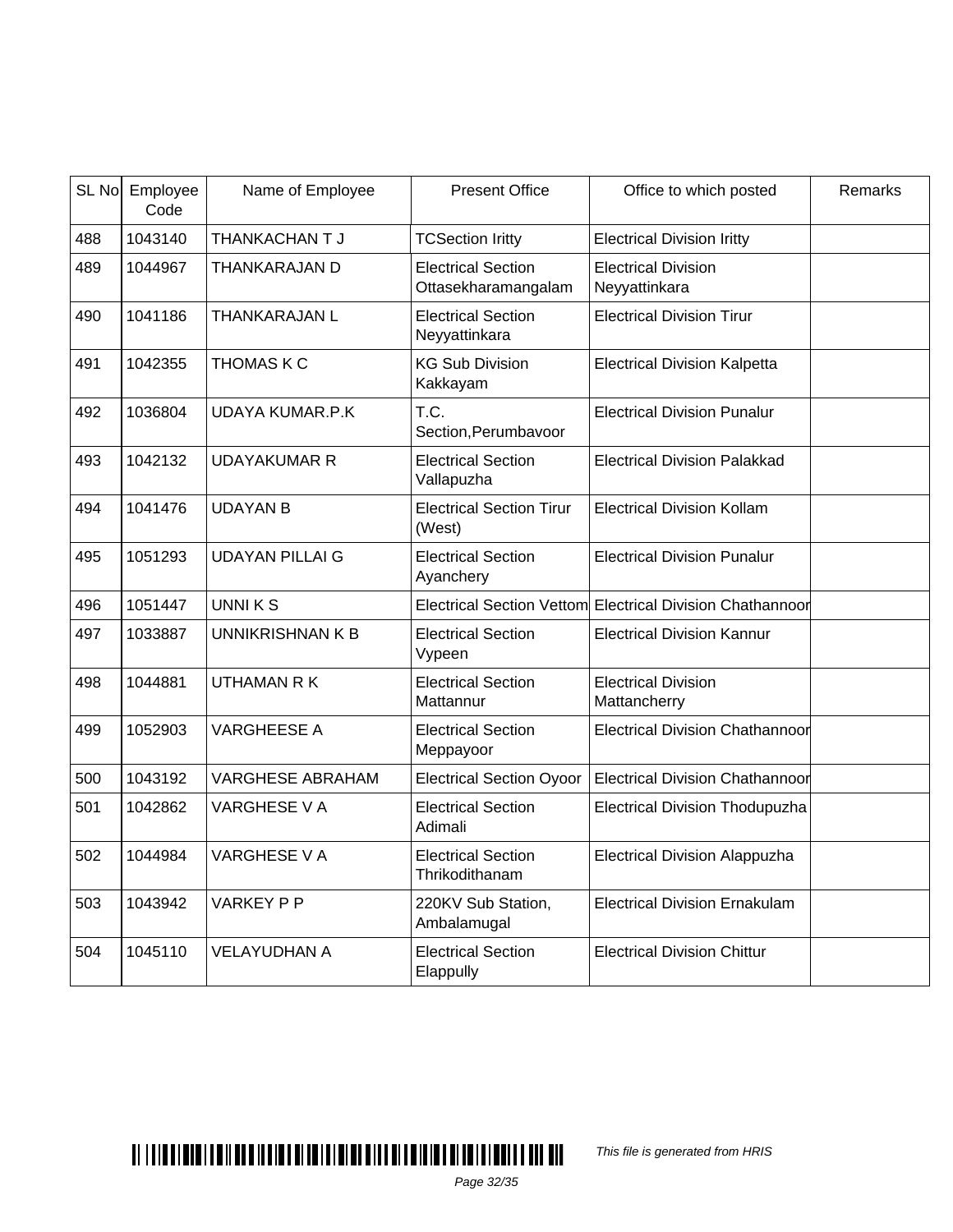| SL No | Employee Code | Name of Employee | Present Office | Office to which posted | Remarks |
|---|---|---|---|---|---|
| 488 | 1043140 | THANKACHAN T J | TCSection Iritty | Electrical Division Iritty | |
| 489 | 1044967 | THANKARAJAN D | Electrical Section Ottasekharamangalam | Electrical Division Neyyattinkara | |
| 490 | 1041186 | THANKARAJAN L | Electrical Section Neyyattinkara | Electrical Division Tirur | |
| 491 | 1042355 | THOMAS K C | KG Sub Division Kakkayam | Electrical Division Kalpetta | |
| 492 | 1036804 | UDAYA KUMAR.P.K | T.C. Section,Perumbavoor | Electrical Division Punalur | |
| 493 | 1042132 | UDAYAKUMAR R | Electrical Section Vallapuzha | Electrical Division Palakkad | |
| 494 | 1041476 | UDAYAN B | Electrical Section Tirur (West) | Electrical Division Kollam | |
| 495 | 1051293 | UDAYAN PILLAI G | Electrical Section Ayanchery | Electrical Division Punalur | |
| 496 | 1051447 | UNNI K S | Electrical Section Vettom | Electrical Division Chathannoor | |
| 497 | 1033887 | UNNIKRISHNAN K B | Electrical Section Vypeen | Electrical Division Kannur | |
| 498 | 1044881 | UTHAMAN R K | Electrical Section Mattannur | Electrical Division Mattancherry | |
| 499 | 1052903 | VARGHEESE A | Electrical Section Meppayoor | Electrical Division Chathannoor | |
| 500 | 1043192 | VARGHESE ABRAHAM | Electrical Section Oyoor | Electrical Division Chathannoor | |
| 501 | 1042862 | VARGHESE V A | Electrical Section Adimali | Electrical Division Thodupuzha | |
| 502 | 1044984 | VARGHESE V A | Electrical Section Thrikodithanam | Electrical Division Alappuzha | |
| 503 | 1043942 | VARKEY P P | 220KV Sub Station, Ambalamugal | Electrical Division Ernakulam | |
| 504 | 1045110 | VELAYUDHAN A | Electrical Section Elappully | Electrical Division Chittur | |

*This file is generated from HRIS*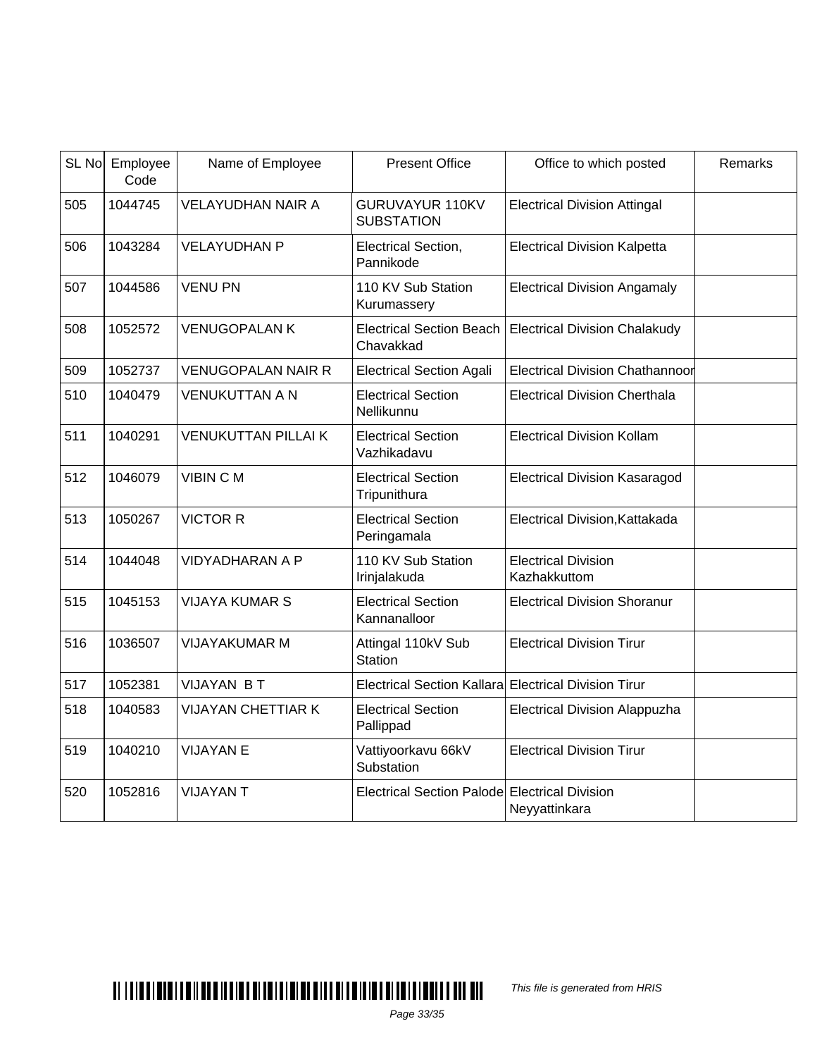| SL No | Employee Code | Name of Employee | Present Office | Office to which posted | Remarks |
|---|---|---|---|---|---|
| 505 | 1044745 | VELAYUDHAN NAIR A | GURUVAYUR 110KV SUBSTATION | Electrical Division Attingal | |
| 506 | 1043284 | VELAYUDHAN P | Electrical Section, Pannikode | Electrical Division Kalpetta | |
| 507 | 1044586 | VENU PN | 110 KV Sub Station Kurumassery | Electrical Division Angamaly | |
| 508 | 1052572 | VENUGOPALAN K | Electrical Section Beach Chavakkad | Electrical Division Chalakudy | |
| 509 | 1052737 | VENUGOPALAN NAIR R | Electrical Section Agali | Electrical Division Chathannoor | |
| 510 | 1040479 | VENUKUTTAN A N | Electrical Section Nellikunnu | Electrical Division Cherthala | |
| 511 | 1040291 | VENUKUTTAN PILLAI K | Electrical Section Vazhikadavu | Electrical Division Kollam | |
| 512 | 1046079 | VIBIN C M | Electrical Section Tripunithura | Electrical Division Kasaragod | |
| 513 | 1050267 | VICTOR R | Electrical Section Peringamala | Electrical Division,Kattakada | |
| 514 | 1044048 | VIDYADHARAN A P | 110 KV Sub Station Irinjalakuda | Electrical Division Kazhakkuttom | |
| 515 | 1045153 | VIJAYA KUMAR S | Electrical Section Kannanalloor | Electrical Division Shoranur | |
| 516 | 1036507 | VIJAYAKUMAR M | Attingal 110kV Sub Station | Electrical Division Tirur | |
| 517 | 1052381 | VIJAYAN B T | Electrical Section Kallara | Electrical Division Tirur | |
| 518 | 1040583 | VIJAYAN CHETTIAR K | Electrical Section Pallippad | Electrical Division Alappuzha | |
| 519 | 1040210 | VIJAYAN E | Vattiyoorkavu 66kV Substation | Electrical Division Tirur | |
| 520 | 1052816 | VIJAYAN T | Electrical Section Palode | Electrical Division Neyyattinkara | |

*This file is generated from HRIS*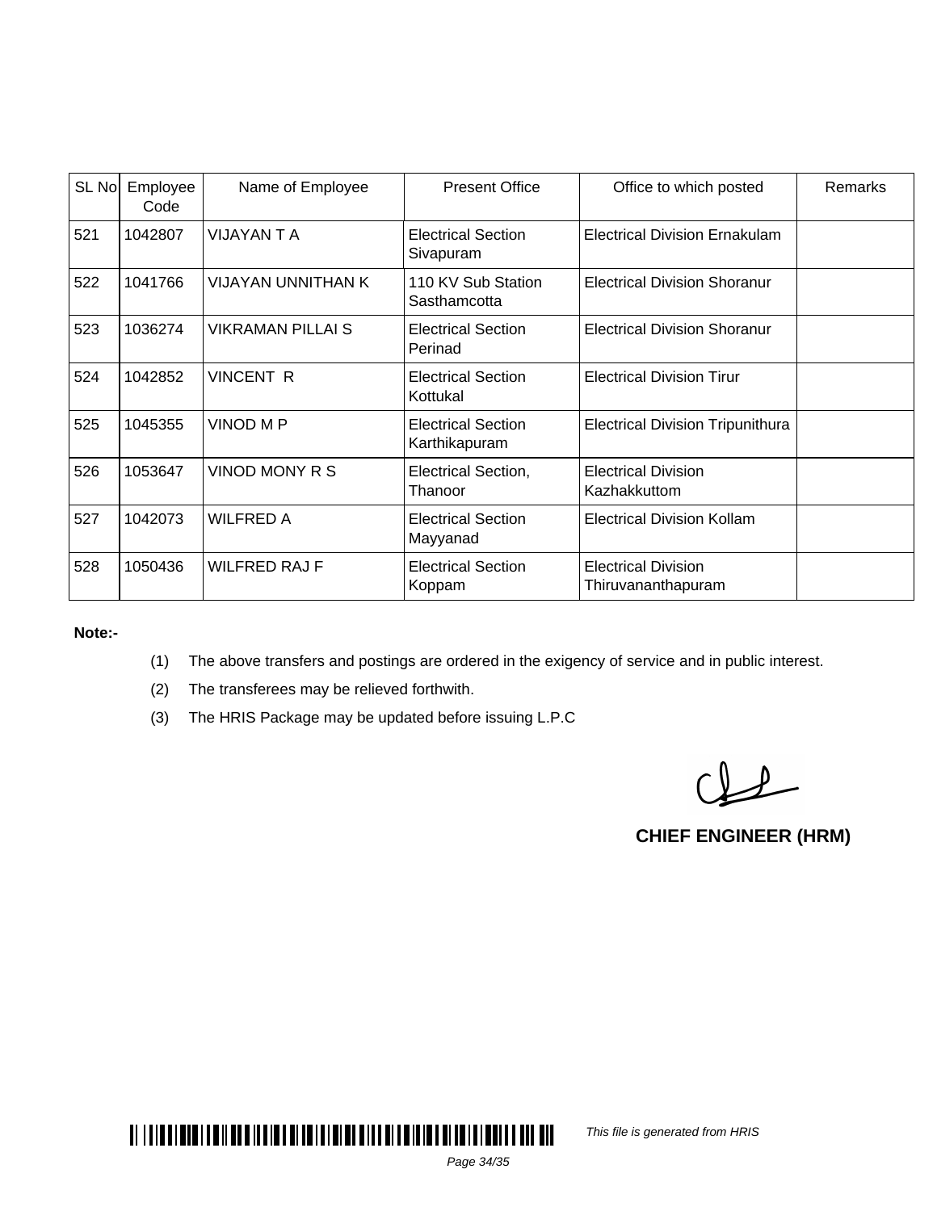| SL No | Employee Code | Name of Employee | Present Office | Office to which posted | Remarks |
|---|---|---|---|---|---|
| 521 | 1042807 | VIJAYAN T A | Electrical Section Sivapuram | Electrical Division Ernakulam | |
| 522 | 1041766 | VIJAYAN UNNITHAN K | 110 KV Sub Station Sasthamcotta | Electrical Division Shoranur | |
| 523 | 1036274 | VIKRAMAN PILLAI S | Electrical Section Perinad | Electrical Division Shoranur | |
| 524 | 1042852 | VINCENT R | Electrical Section Kottukal | Electrical Division Tirur | |
| 525 | 1045355 | VINOD M P | Electrical Section Karthikapuram | Electrical Division Tripunithura | |
| 526 | 1053647 | VINOD MONY R S | Electrical Section, Thanoor | Electrical Division Kazhakkuttom | |
| 527 | 1042073 | WILFRED A | Electrical Section Mayyanad | Electrical Division Kollam | |
| 528 | 1050436 | WILFRED RAJ F | Electrical Section Koppam | Electrical Division Thiruvananthapuram | |

**Note:-**

(1) The above transfers and postings are ordered in the exigency of service and in public interest.

(2) The transferees may be relieved forthwith.

(3) The HRIS Package may be updated before issuing L.P.C

**CHIEF ENGINEER (HRM)**

*This file is generated from HRIS*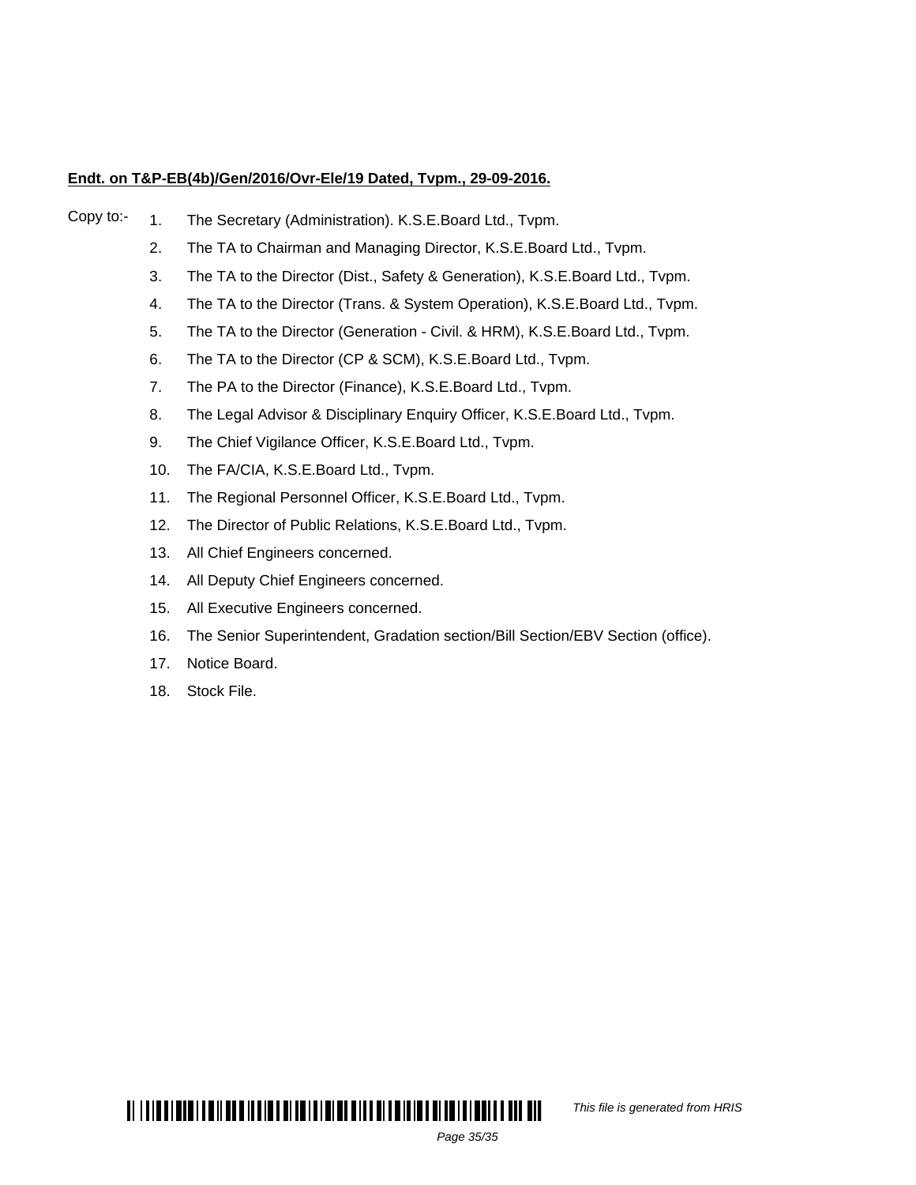**Endt. on T&P-EB(4b)/Gen/2016/Ovr-Ele/19 Dated, Tvpm., 29-09-2016.**

Copy to:-

1. The Secretary (Administration). K.S.E.Board Ltd., Tvpm.
2. The TA to Chairman and Managing Director, K.S.E.Board Ltd., Tvpm.
3. The TA to the Director (Dist., Safety & Generation), K.S.E.Board Ltd., Tvpm.
4. The TA to the Director (Trans. & System Operation), K.S.E.Board Ltd., Tvpm.
5. The TA to the Director (Generation - Civil. & HRM), K.S.E.Board Ltd., Tvpm.
6. The TA to the Director (CP & SCM), K.S.E.Board Ltd., Tvpm.
7. The PA to the Director (Finance), K.S.E.Board Ltd., Tvpm.
8. The Legal Advisor & Disciplinary Enquiry Officer, K.S.E.Board Ltd., Tvpm.
9. The Chief Vigilance Officer, K.S.E.Board Ltd., Tvpm.
10. The FA/CIA, K.S.E.Board Ltd., Tvpm.
11. The Regional Personnel Officer, K.S.E.Board Ltd., Tvpm.
12. The Director of Public Relations, K.S.E.Board Ltd., Tvpm.
13. All Chief Engineers concerned.
14. All Deputy Chief Engineers concerned.
15. All Executive Engineers concerned.
16. The Senior Superintendent, Gradation section/Bill Section/EBV Section (office).
17. Notice Board.
18. Stock File.

*This file is generated from HRIS*